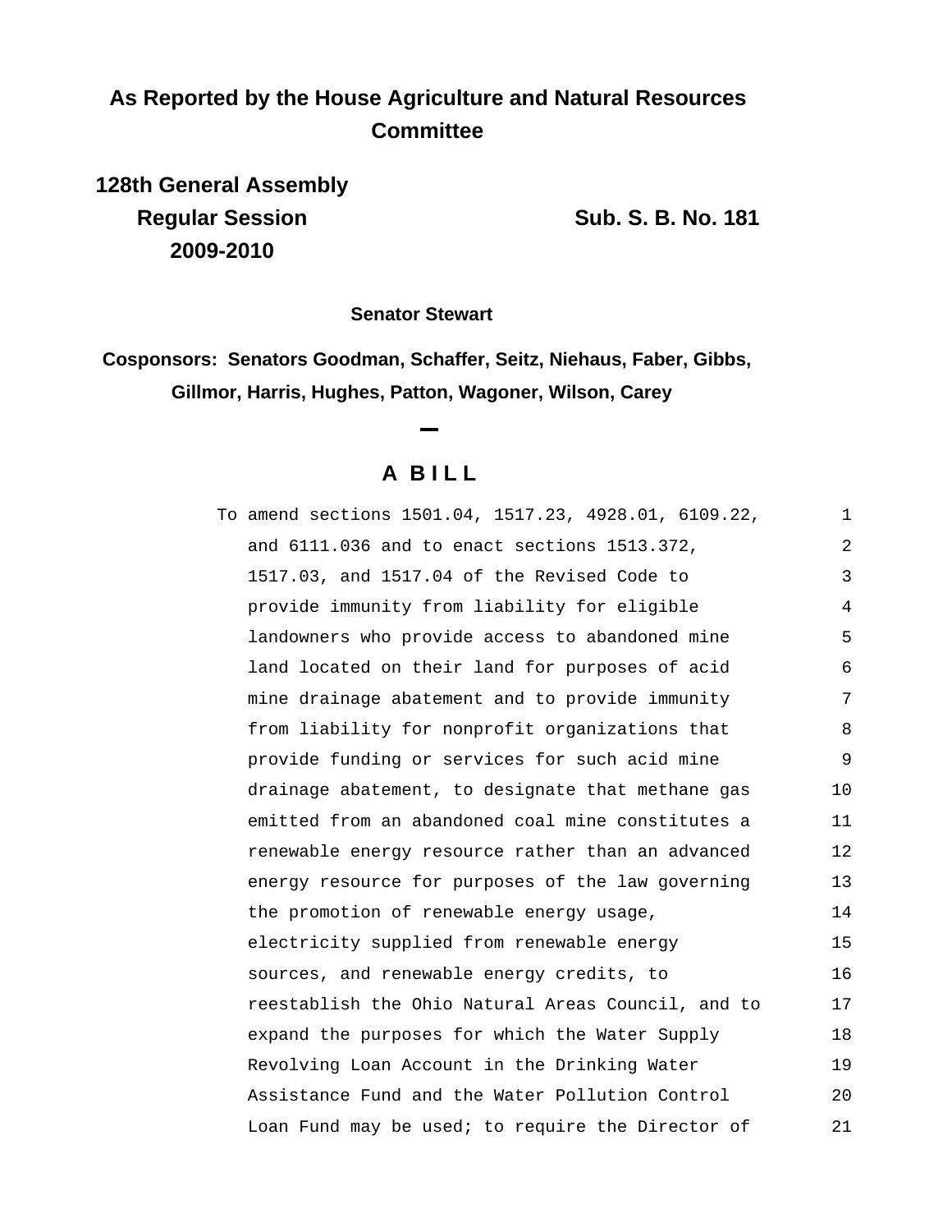# As Reported by the House Agriculture and Natural Resources Committee

**128th General Assembly**
**Regular Session**
**2009-2010**

**Sub. S. B. No. 181**

**Senator Stewart**

**Cosponsors: Senators Goodman, Schaffer, Seitz, Niehaus, Faber, Gibbs, Gillmor, Harris, Hughes, Patton, Wagoner, Wilson, Carey**

## A BILL

To amend sections 1501.04, 1517.23, 4928.01, 6109.22, and 6111.036 and to enact sections 1513.372, 1517.03, and 1517.04 of the Revised Code to provide immunity from liability for eligible landowners who provide access to abandoned mine land located on their land for purposes of acid mine drainage abatement and to provide immunity from liability for nonprofit organizations that provide funding or services for such acid mine drainage abatement, to designate that methane gas emitted from an abandoned coal mine constitutes a renewable energy resource rather than an advanced energy resource for purposes of the law governing the promotion of renewable energy usage, electricity supplied from renewable energy sources, and renewable energy credits, to reestablish the Ohio Natural Areas Council, and to expand the purposes for which the Water Supply Revolving Loan Account in the Drinking Water Assistance Fund and the Water Pollution Control Loan Fund may be used; to require the Director of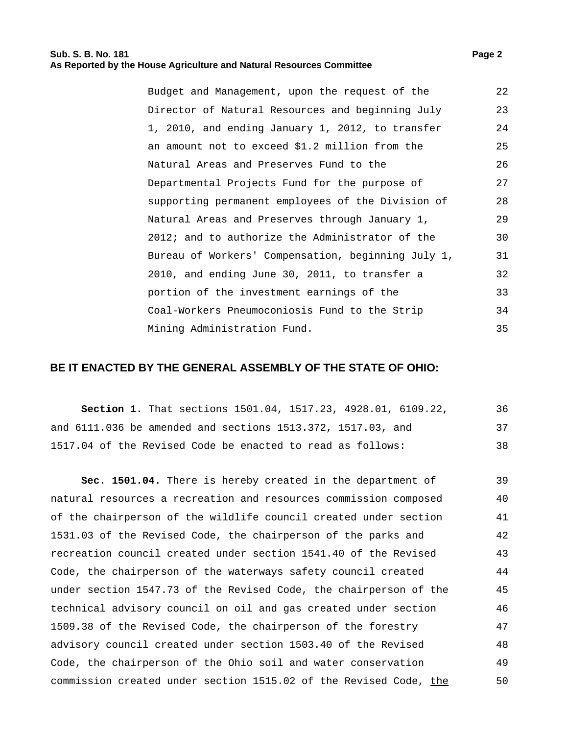Budget and Management, upon the request of the Director of Natural Resources and beginning July 1, 2010, and ending January 1, 2012, to transfer an amount not to exceed $1.2 million from the Natural Areas and Preserves Fund to the Departmental Projects Fund for the purpose of supporting permanent employees of the Division of Natural Areas and Preserves through January 1, 2012; and to authorize the Administrator of the Bureau of Workers' Compensation, beginning July 1, 2010, and ending June 30, 2011, to transfer a portion of the investment earnings of the Coal-Workers Pneumoconiosis Fund to the Strip Mining Administration Fund.

## BE IT ENACTED BY THE GENERAL ASSEMBLY OF THE STATE OF OHIO:

**Section 1.** That sections 1501.04, 1517.23, 4928.01, 6109.22, and 6111.036 be amended and sections 1513.372, 1517.03, and 1517.04 of the Revised Code be enacted to read as follows:

**Sec. 1501.04.** There is hereby created in the department of natural resources a recreation and resources commission composed of the chairperson of the wildlife council created under section 1531.03 of the Revised Code, the chairperson of the parks and recreation council created under section 1541.40 of the Revised Code, the chairperson of the waterways safety council created under section 1547.73 of the Revised Code, the chairperson of the technical advisory council on oil and gas created under section 1509.38 of the Revised Code, the chairperson of the forestry advisory council created under section 1503.40 of the Revised Code, the chairperson of the Ohio soil and water conservation commission created under section 1515.02 of the Revised Code, the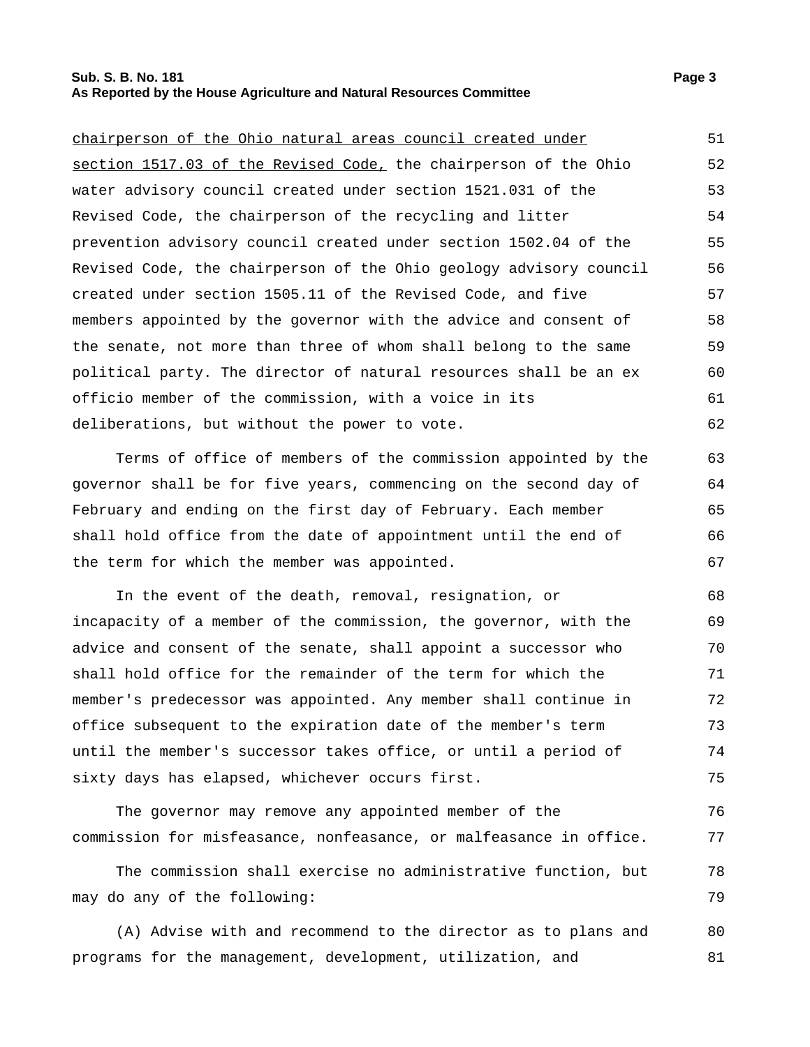chairperson of the Ohio natural areas council created under section 1517.03 of the Revised Code, the chairperson of the Ohio water advisory council created under section 1521.031 of the Revised Code, the chairperson of the recycling and litter prevention advisory council created under section 1502.04 of the Revised Code, the chairperson of the Ohio geology advisory council created under section 1505.11 of the Revised Code, and five members appointed by the governor with the advice and consent of the senate, not more than three of whom shall belong to the same political party. The director of natural resources shall be an ex officio member of the commission, with a voice in its deliberations, but without the power to vote.

Terms of office of members of the commission appointed by the governor shall be for five years, commencing on the second day of February and ending on the first day of February. Each member shall hold office from the date of appointment until the end of the term for which the member was appointed.

In the event of the death, removal, resignation, or incapacity of a member of the commission, the governor, with the advice and consent of the senate, shall appoint a successor who shall hold office for the remainder of the term for which the member's predecessor was appointed. Any member shall continue in office subsequent to the expiration date of the member's term until the member's successor takes office, or until a period of sixty days has elapsed, whichever occurs first.

The governor may remove any appointed member of the commission for misfeasance, nonfeasance, or malfeasance in office.

The commission shall exercise no administrative function, but may do any of the following:

(A) Advise with and recommend to the director as to plans and programs for the management, development, utilization, and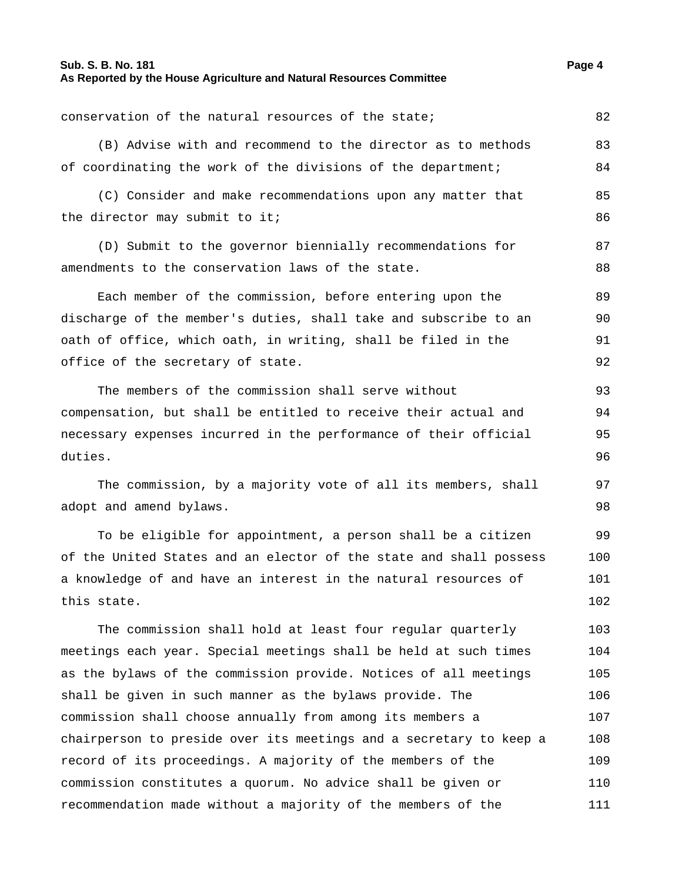conservation of the natural resources of the state;

(B) Advise with and recommend to the director as to methods of coordinating the work of the divisions of the department;

(C) Consider and make recommendations upon any matter that the director may submit to it;

(D) Submit to the governor biennially recommendations for amendments to the conservation laws of the state.

Each member of the commission, before entering upon the discharge of the member's duties, shall take and subscribe to an oath of office, which oath, in writing, shall be filed in the office of the secretary of state.

The members of the commission shall serve without compensation, but shall be entitled to receive their actual and necessary expenses incurred in the performance of their official duties.

The commission, by a majority vote of all its members, shall adopt and amend bylaws.

To be eligible for appointment, a person shall be a citizen of the United States and an elector of the state and shall possess a knowledge of and have an interest in the natural resources of this state.

The commission shall hold at least four regular quarterly meetings each year. Special meetings shall be held at such times as the bylaws of the commission provide. Notices of all meetings shall be given in such manner as the bylaws provide. The commission shall choose annually from among its members a chairperson to preside over its meetings and a secretary to keep a record of its proceedings. A majority of the members of the commission constitutes a quorum. No advice shall be given or recommendation made without a majority of the members of the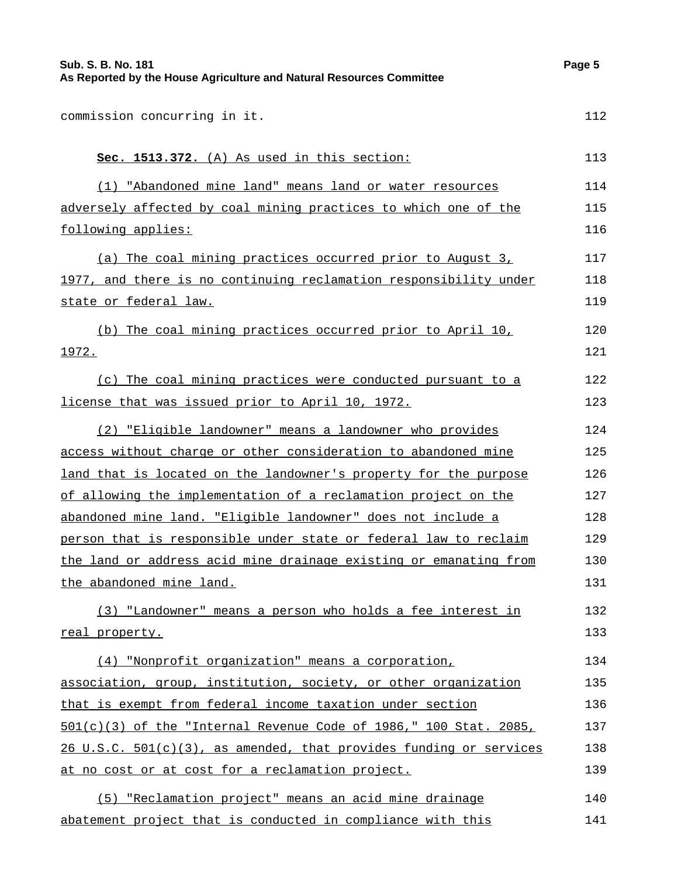commission concurring in it.

**Sec. 1513.372.** (A) As used in this section:

(1) "Abandoned mine land" means land or water resources adversely affected by coal mining practices to which one of the following applies:

(a) The coal mining practices occurred prior to August 3, 1977, and there is no continuing reclamation responsibility under state or federal law.

(b) The coal mining practices occurred prior to April 10, 1972.

(c) The coal mining practices were conducted pursuant to a license that was issued prior to April 10, 1972.

(2) "Eligible landowner" means a landowner who provides access without charge or other consideration to abandoned mine land that is located on the landowner's property for the purpose of allowing the implementation of a reclamation project on the abandoned mine land. "Eligible landowner" does not include a person that is responsible under state or federal law to reclaim the land or address acid mine drainage existing or emanating from the abandoned mine land.

(3) "Landowner" means a person who holds a fee interest in real property.

(4) "Nonprofit organization" means a corporation, association, group, institution, society, or other organization that is exempt from federal income taxation under section 501(c)(3) of the "Internal Revenue Code of 1986," 100 Stat. 2085, 26 U.S.C. 501(c)(3), as amended, that provides funding or services at no cost or at cost for a reclamation project.

(5) "Reclamation project" means an acid mine drainage abatement project that is conducted in compliance with this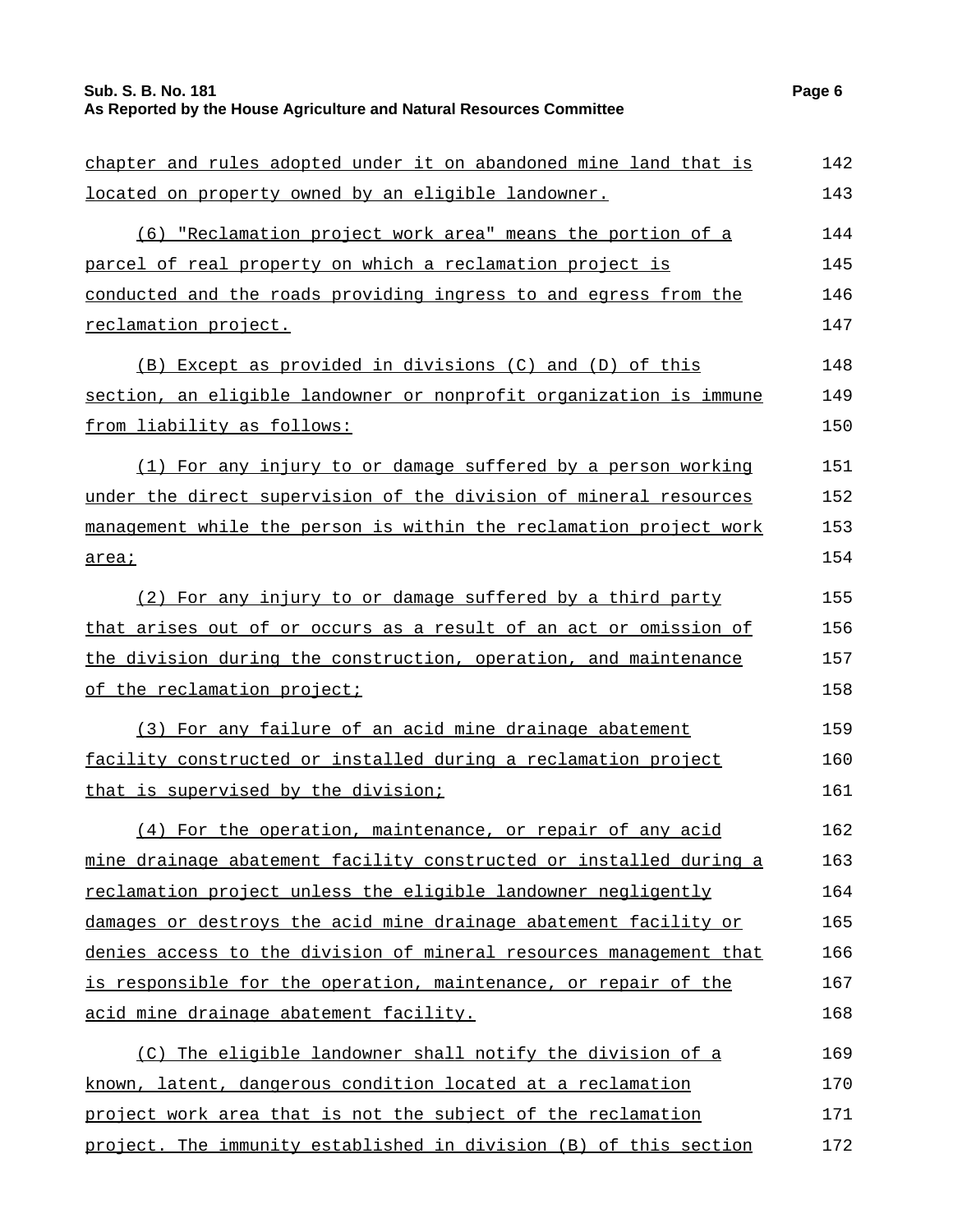chapter and rules adopted under it on abandoned mine land that is located on property owned by an eligible landowner.

(6) "Reclamation project work area" means the portion of a parcel of real property on which a reclamation project is conducted and the roads providing ingress to and egress from the reclamation project.

(B) Except as provided in divisions (C) and (D) of this section, an eligible landowner or nonprofit organization is immune from liability as follows:

(1) For any injury to or damage suffered by a person working under the direct supervision of the division of mineral resources management while the person is within the reclamation project work area;

(2) For any injury to or damage suffered by a third party that arises out of or occurs as a result of an act or omission of the division during the construction, operation, and maintenance of the reclamation project;

(3) For any failure of an acid mine drainage abatement facility constructed or installed during a reclamation project that is supervised by the division;

(4) For the operation, maintenance, or repair of any acid mine drainage abatement facility constructed or installed during a reclamation project unless the eligible landowner negligently damages or destroys the acid mine drainage abatement facility or denies access to the division of mineral resources management that is responsible for the operation, maintenance, or repair of the acid mine drainage abatement facility.

(C) The eligible landowner shall notify the division of a known, latent, dangerous condition located at a reclamation project work area that is not the subject of the reclamation project. The immunity established in division (B) of this section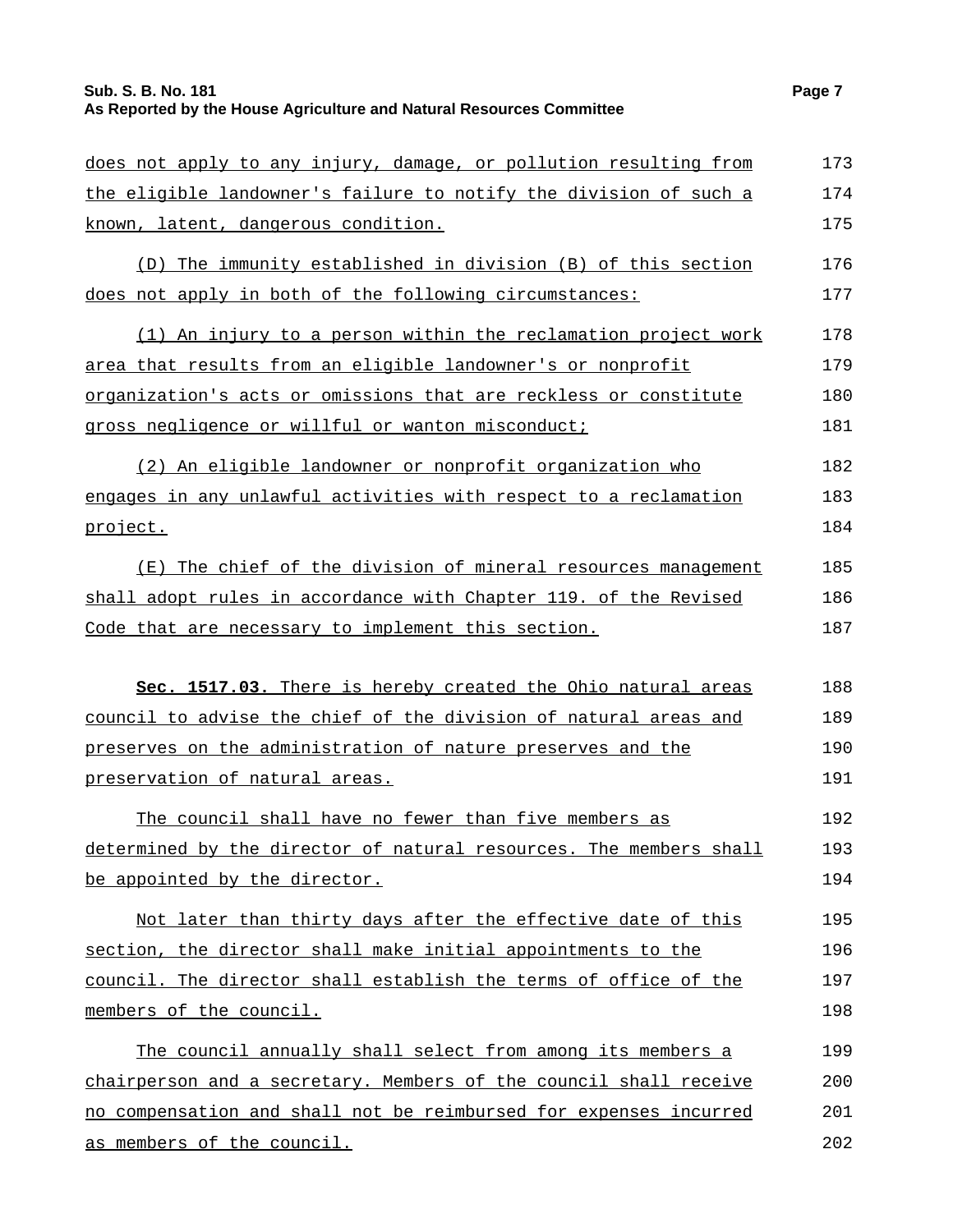does not apply to any injury, damage, or pollution resulting from the eligible landowner's failure to notify the division of such a known, latent, dangerous condition.

(D) The immunity established in division (B) of this section does not apply in both of the following circumstances:

(1) An injury to a person within the reclamation project work area that results from an eligible landowner's or nonprofit organization's acts or omissions that are reckless or constitute gross negligence or willful or wanton misconduct;

(2) An eligible landowner or nonprofit organization who engages in any unlawful activities with respect to a reclamation project.

(E) The chief of the division of mineral resources management shall adopt rules in accordance with Chapter 119. of the Revised Code that are necessary to implement this section.

**Sec. 1517.03.** There is hereby created the Ohio natural areas council to advise the chief of the division of natural areas and preserves on the administration of nature preserves and the preservation of natural areas.

The council shall have no fewer than five members as determined by the director of natural resources. The members shall be appointed by the director.

Not later than thirty days after the effective date of this section, the director shall make initial appointments to the council. The director shall establish the terms of office of the members of the council.

The council annually shall select from among its members a chairperson and a secretary. Members of the council shall receive no compensation and shall not be reimbursed for expenses incurred as members of the council.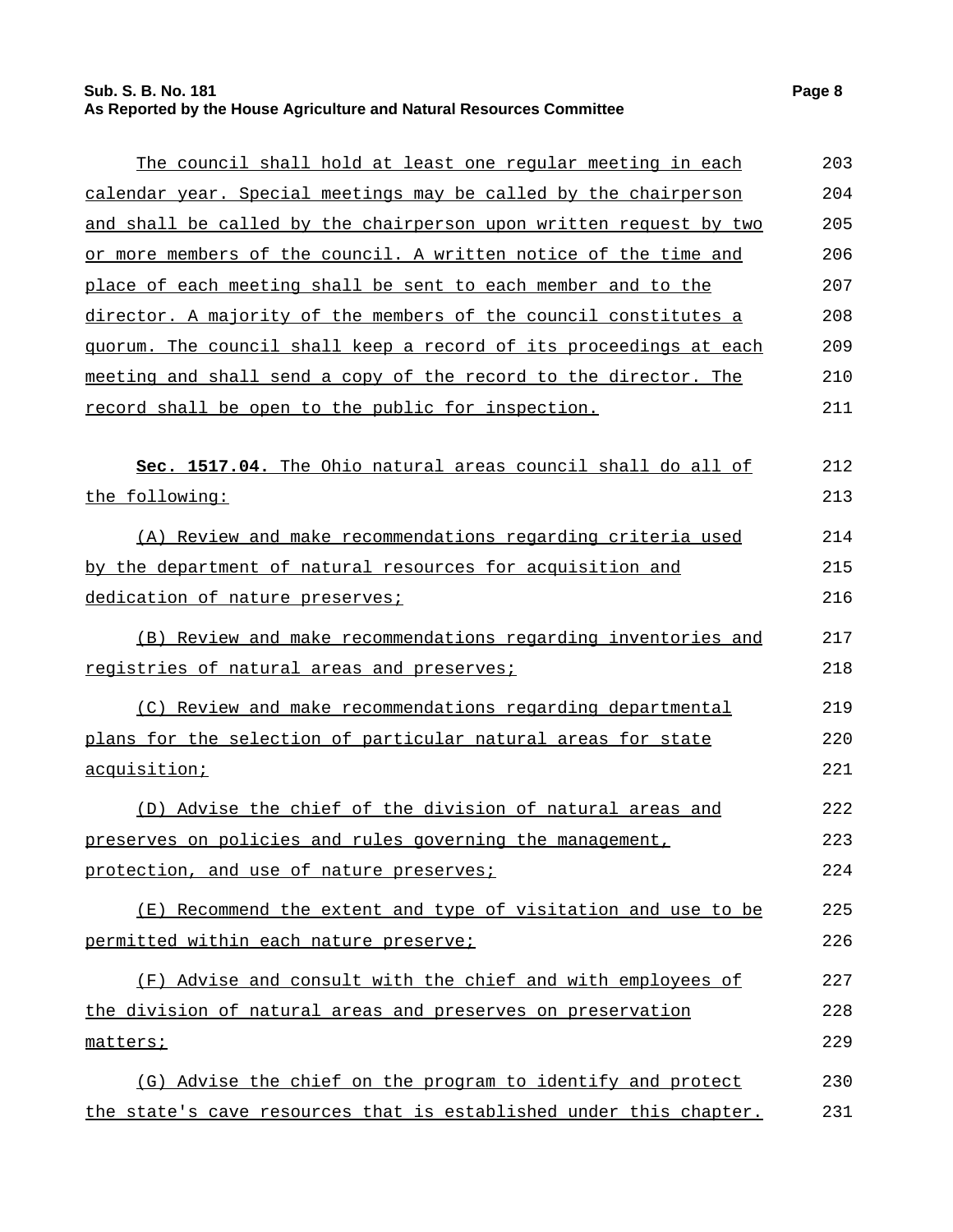The council shall hold at least one regular meeting in each calendar year. Special meetings may be called by the chairperson and shall be called by the chairperson upon written request by two or more members of the council. A written notice of the time and place of each meeting shall be sent to each member and to the director. A majority of the members of the council constitutes a quorum. The council shall keep a record of its proceedings at each meeting and shall send a copy of the record to the director. The record shall be open to the public for inspection.

**Sec. 1517.04.** The Ohio natural areas council shall do all of the following:

(A) Review and make recommendations regarding criteria used by the department of natural resources for acquisition and dedication of nature preserves;

(B) Review and make recommendations regarding inventories and registries of natural areas and preserves;

(C) Review and make recommendations regarding departmental plans for the selection of particular natural areas for state acquisition;

(D) Advise the chief of the division of natural areas and preserves on policies and rules governing the management, protection, and use of nature preserves;

(E) Recommend the extent and type of visitation and use to be permitted within each nature preserve;

(F) Advise and consult with the chief and with employees of the division of natural areas and preserves on preservation matters;

(G) Advise the chief on the program to identify and protect the state's cave resources that is established under this chapter.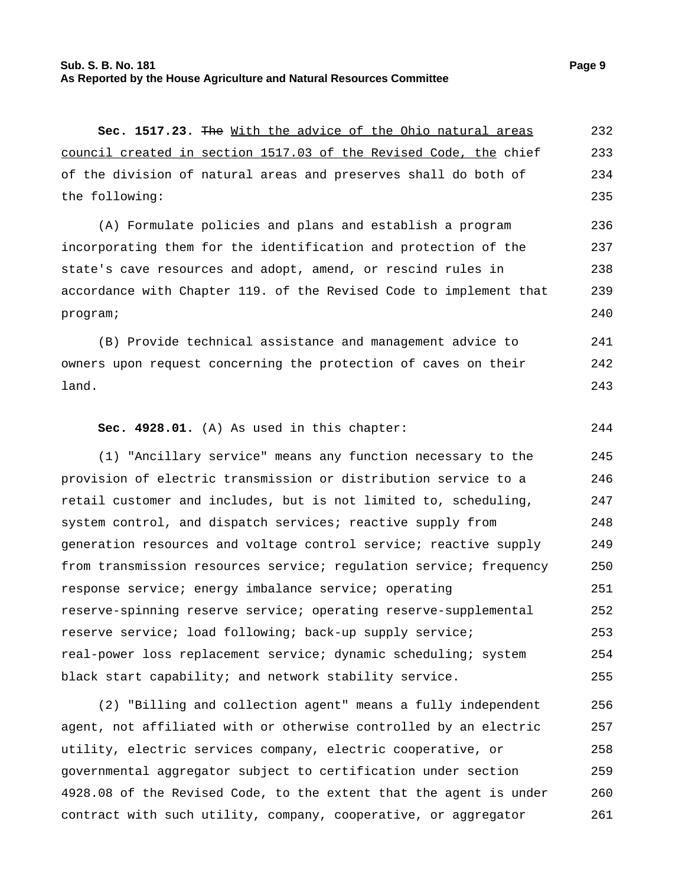**Sec. 1517.23.** ~~The~~ With the advice of the Ohio natural areas council created in section 1517.03 of the Revised Code, the chief of the division of natural areas and preserves shall do both of the following:

(A) Formulate policies and plans and establish a program incorporating them for the identification and protection of the state's cave resources and adopt, amend, or rescind rules in accordance with Chapter 119. of the Revised Code to implement that program;

(B) Provide technical assistance and management advice to owners upon request concerning the protection of caves on their land.

**Sec. 4928.01.** (A) As used in this chapter:

(1) "Ancillary service" means any function necessary to the provision of electric transmission or distribution service to a retail customer and includes, but is not limited to, scheduling, system control, and dispatch services; reactive supply from generation resources and voltage control service; reactive supply from transmission resources service; regulation service; frequency response service; energy imbalance service; operating reserve-spinning reserve service; operating reserve-supplemental reserve service; load following; back-up supply service; real-power loss replacement service; dynamic scheduling; system black start capability; and network stability service.

(2) "Billing and collection agent" means a fully independent agent, not affiliated with or otherwise controlled by an electric utility, electric services company, electric cooperative, or governmental aggregator subject to certification under section 4928.08 of the Revised Code, to the extent that the agent is under contract with such utility, company, cooperative, or aggregator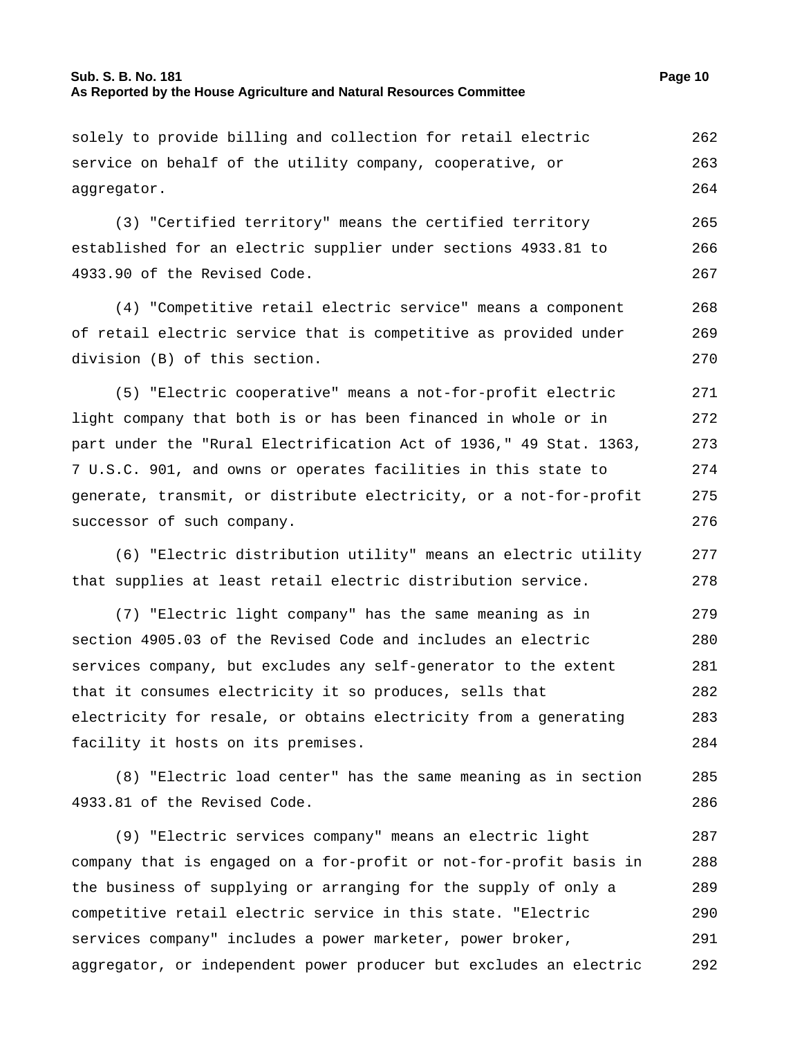solely to provide billing and collection for retail electric service on behalf of the utility company, cooperative, or aggregator.

(3) "Certified territory" means the certified territory established for an electric supplier under sections 4933.81 to 4933.90 of the Revised Code.

(4) "Competitive retail electric service" means a component of retail electric service that is competitive as provided under division (B) of this section.

(5) "Electric cooperative" means a not-for-profit electric light company that both is or has been financed in whole or in part under the "Rural Electrification Act of 1936," 49 Stat. 1363, 7 U.S.C. 901, and owns or operates facilities in this state to generate, transmit, or distribute electricity, or a not-for-profit successor of such company.

(6) "Electric distribution utility" means an electric utility that supplies at least retail electric distribution service.

(7) "Electric light company" has the same meaning as in section 4905.03 of the Revised Code and includes an electric services company, but excludes any self-generator to the extent that it consumes electricity it so produces, sells that electricity for resale, or obtains electricity from a generating facility it hosts on its premises.

(8) "Electric load center" has the same meaning as in section 4933.81 of the Revised Code.

(9) "Electric services company" means an electric light company that is engaged on a for-profit or not-for-profit basis in the business of supplying or arranging for the supply of only a competitive retail electric service in this state. "Electric services company" includes a power marketer, power broker, aggregator, or independent power producer but excludes an electric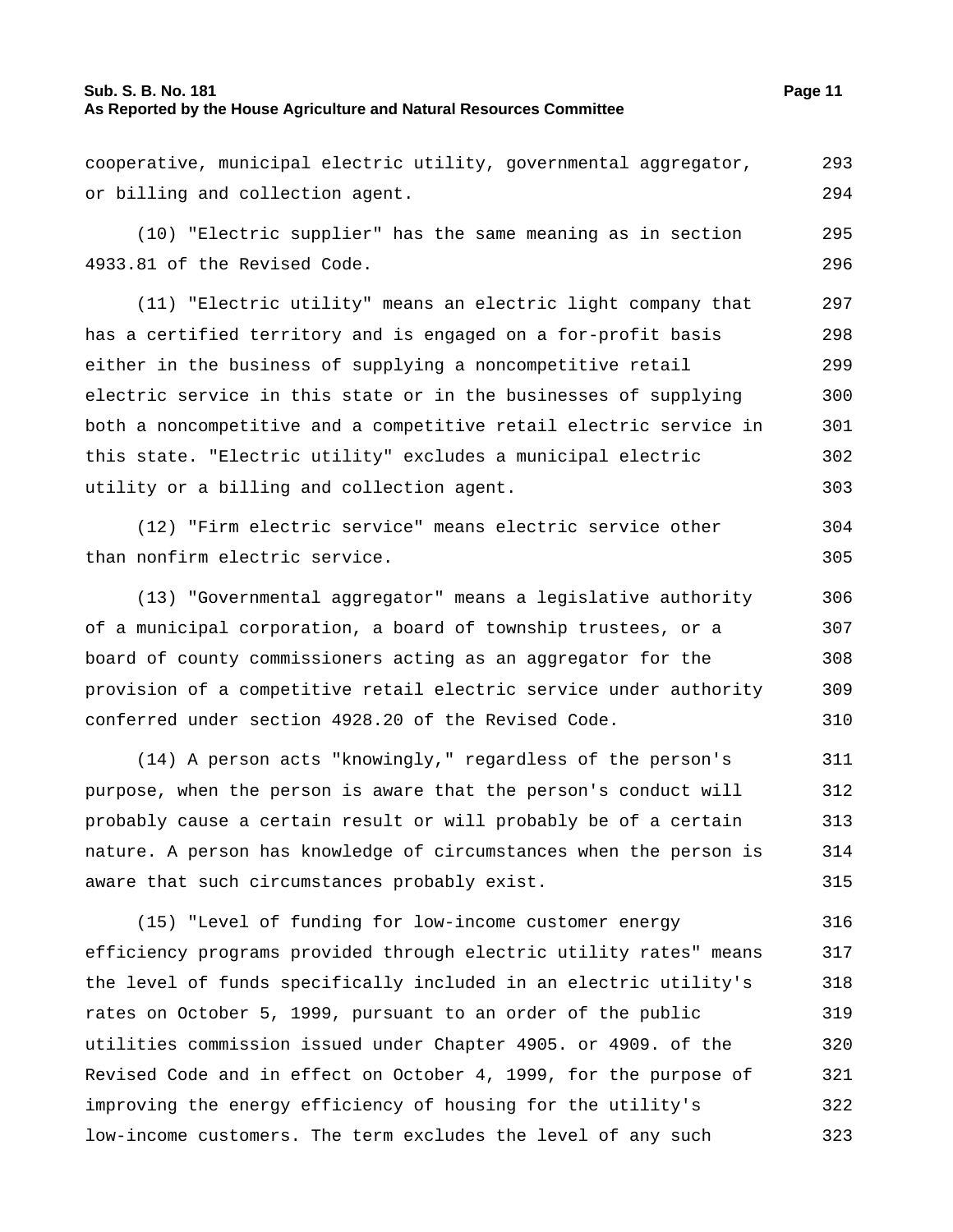cooperative, municipal electric utility, governmental aggregator, or billing and collection agent.

(10) "Electric supplier" has the same meaning as in section 4933.81 of the Revised Code.

(11) "Electric utility" means an electric light company that has a certified territory and is engaged on a for-profit basis either in the business of supplying a noncompetitive retail electric service in this state or in the businesses of supplying both a noncompetitive and a competitive retail electric service in this state. "Electric utility" excludes a municipal electric utility or a billing and collection agent.

(12) "Firm electric service" means electric service other than nonfirm electric service.

(13) "Governmental aggregator" means a legislative authority of a municipal corporation, a board of township trustees, or a board of county commissioners acting as an aggregator for the provision of a competitive retail electric service under authority conferred under section 4928.20 of the Revised Code.

(14) A person acts "knowingly," regardless of the person's purpose, when the person is aware that the person's conduct will probably cause a certain result or will probably be of a certain nature. A person has knowledge of circumstances when the person is aware that such circumstances probably exist.

(15) "Level of funding for low-income customer energy efficiency programs provided through electric utility rates" means the level of funds specifically included in an electric utility's rates on October 5, 1999, pursuant to an order of the public utilities commission issued under Chapter 4905. or 4909. of the Revised Code and in effect on October 4, 1999, for the purpose of improving the energy efficiency of housing for the utility's low-income customers. The term excludes the level of any such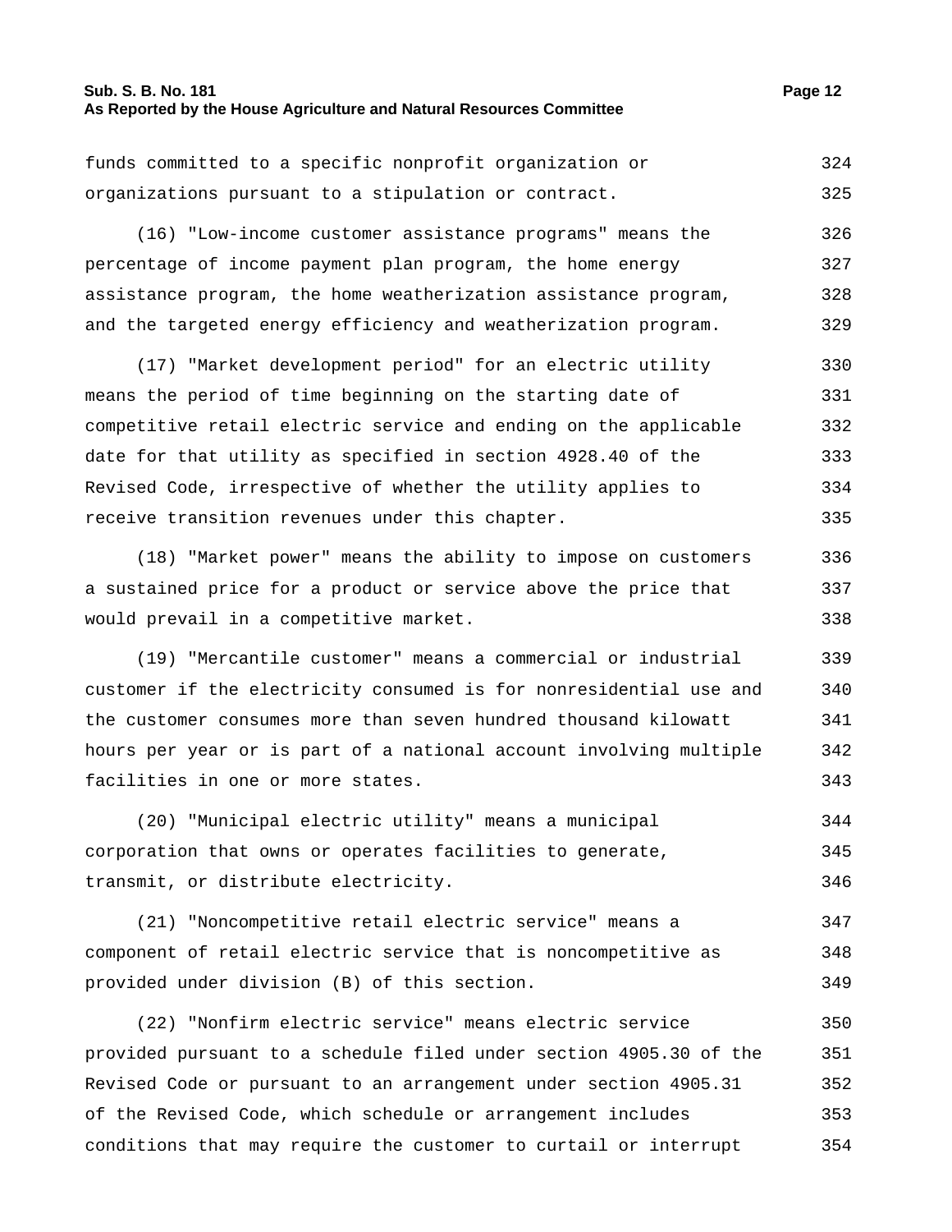funds committed to a specific nonprofit organization or organizations pursuant to a stipulation or contract.

(16) "Low-income customer assistance programs" means the percentage of income payment plan program, the home energy assistance program, the home weatherization assistance program, and the targeted energy efficiency and weatherization program.

(17) "Market development period" for an electric utility means the period of time beginning on the starting date of competitive retail electric service and ending on the applicable date for that utility as specified in section 4928.40 of the Revised Code, irrespective of whether the utility applies to receive transition revenues under this chapter.

(18) "Market power" means the ability to impose on customers a sustained price for a product or service above the price that would prevail in a competitive market.

(19) "Mercantile customer" means a commercial or industrial customer if the electricity consumed is for nonresidential use and the customer consumes more than seven hundred thousand kilowatt hours per year or is part of a national account involving multiple facilities in one or more states.

(20) "Municipal electric utility" means a municipal corporation that owns or operates facilities to generate, transmit, or distribute electricity.

(21) "Noncompetitive retail electric service" means a component of retail electric service that is noncompetitive as provided under division (B) of this section.

(22) "Nonfirm electric service" means electric service provided pursuant to a schedule filed under section 4905.30 of the Revised Code or pursuant to an arrangement under section 4905.31 of the Revised Code, which schedule or arrangement includes conditions that may require the customer to curtail or interrupt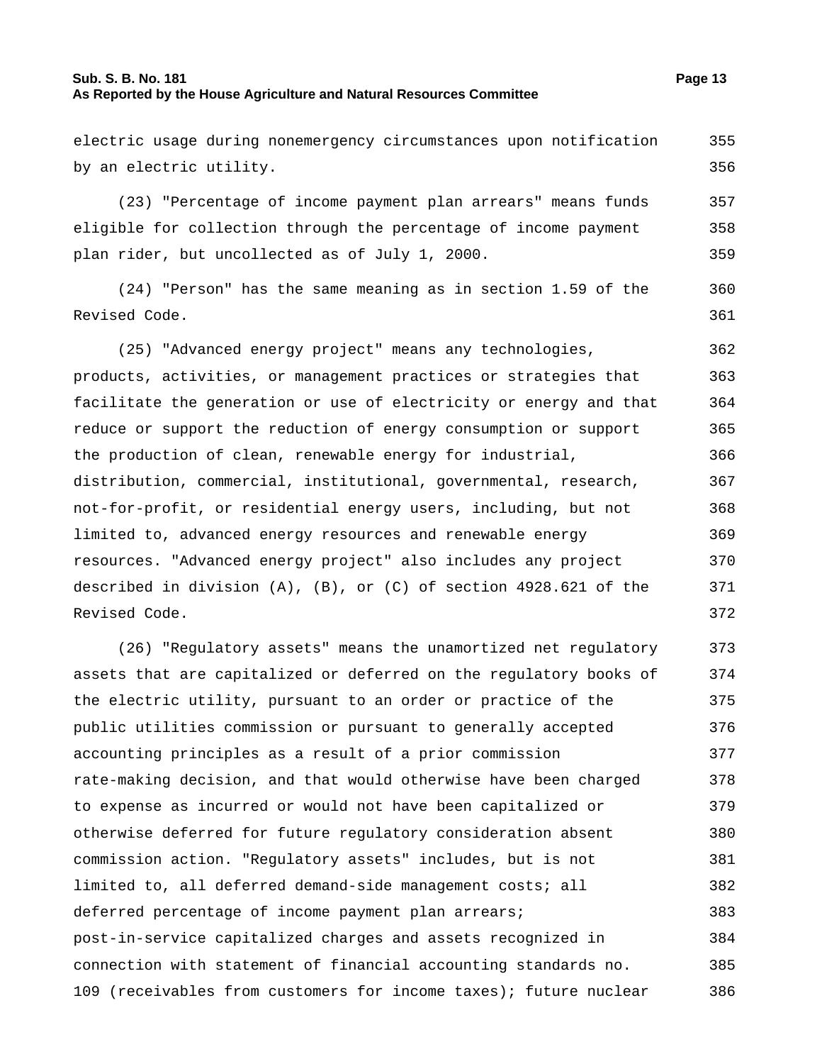electric usage during nonemergency circumstances upon notification by an electric utility.

(23) "Percentage of income payment plan arrears" means funds eligible for collection through the percentage of income payment plan rider, but uncollected as of July 1, 2000.

(24) "Person" has the same meaning as in section 1.59 of the Revised Code.

(25) "Advanced energy project" means any technologies, products, activities, or management practices or strategies that facilitate the generation or use of electricity or energy and that reduce or support the reduction of energy consumption or support the production of clean, renewable energy for industrial, distribution, commercial, institutional, governmental, research, not-for-profit, or residential energy users, including, but not limited to, advanced energy resources and renewable energy resources. "Advanced energy project" also includes any project described in division (A), (B), or (C) of section 4928.621 of the Revised Code.

(26) "Regulatory assets" means the unamortized net regulatory assets that are capitalized or deferred on the regulatory books of the electric utility, pursuant to an order or practice of the public utilities commission or pursuant to generally accepted accounting principles as a result of a prior commission rate-making decision, and that would otherwise have been charged to expense as incurred or would not have been capitalized or otherwise deferred for future regulatory consideration absent commission action. "Regulatory assets" includes, but is not limited to, all deferred demand-side management costs; all deferred percentage of income payment plan arrears; post-in-service capitalized charges and assets recognized in connection with statement of financial accounting standards no. 109 (receivables from customers for income taxes); future nuclear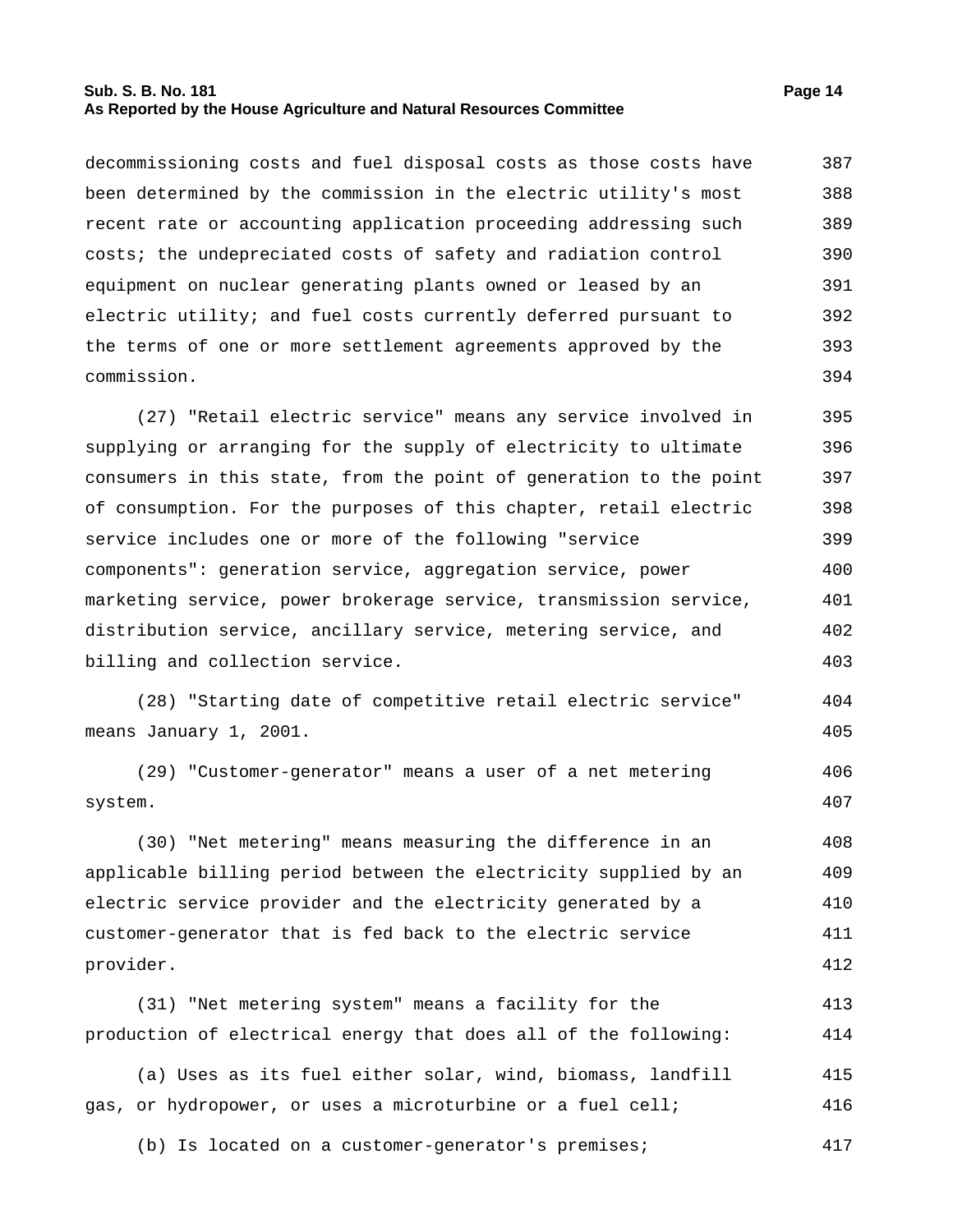decommissioning costs and fuel disposal costs as those costs have been determined by the commission in the electric utility's most recent rate or accounting application proceeding addressing such costs; the undepreciated costs of safety and radiation control equipment on nuclear generating plants owned or leased by an electric utility; and fuel costs currently deferred pursuant to the terms of one or more settlement agreements approved by the commission.

(27) "Retail electric service" means any service involved in supplying or arranging for the supply of electricity to ultimate consumers in this state, from the point of generation to the point of consumption. For the purposes of this chapter, retail electric service includes one or more of the following "service components": generation service, aggregation service, power marketing service, power brokerage service, transmission service, distribution service, ancillary service, metering service, and billing and collection service.

(28) "Starting date of competitive retail electric service" means January 1, 2001.

(29) "Customer-generator" means a user of a net metering system.

(30) "Net metering" means measuring the difference in an applicable billing period between the electricity supplied by an electric service provider and the electricity generated by a customer-generator that is fed back to the electric service provider.

(31) "Net metering system" means a facility for the production of electrical energy that does all of the following:

(a) Uses as its fuel either solar, wind, biomass, landfill gas, or hydropower, or uses a microturbine or a fuel cell;

(b) Is located on a customer-generator's premises;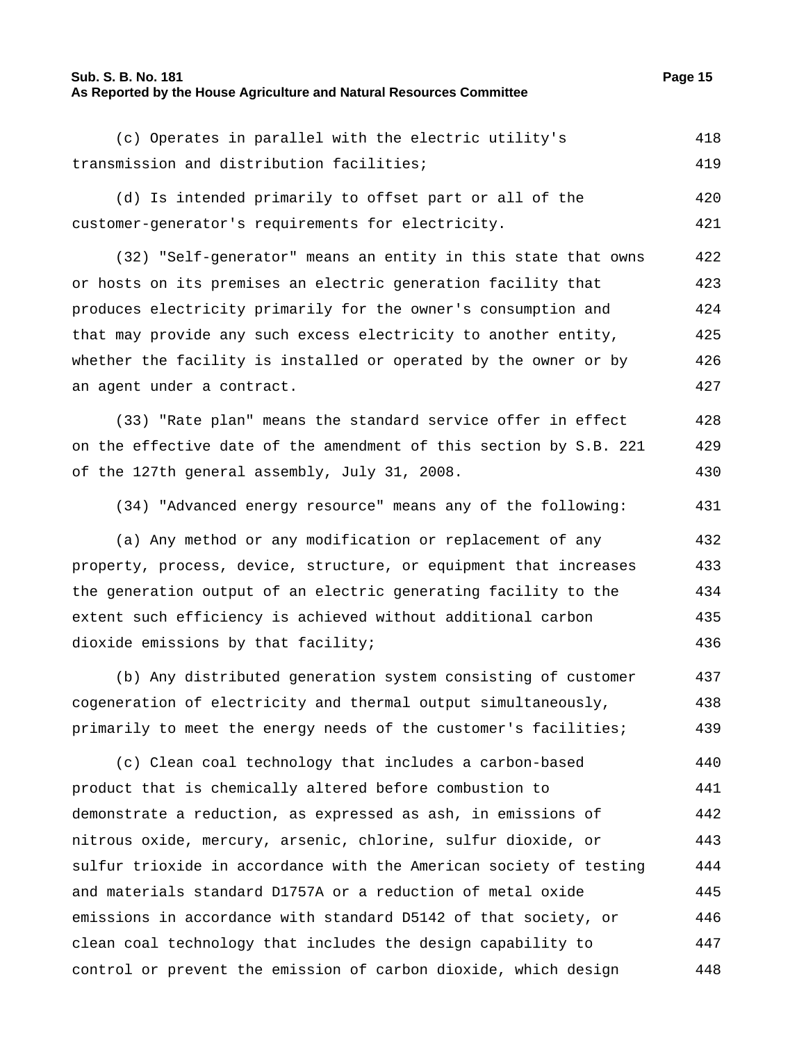(c) Operates in parallel with the electric utility's transmission and distribution facilities;

(d) Is intended primarily to offset part or all of the customer-generator's requirements for electricity.

(32) "Self-generator" means an entity in this state that owns or hosts on its premises an electric generation facility that produces electricity primarily for the owner's consumption and that may provide any such excess electricity to another entity, whether the facility is installed or operated by the owner or by an agent under a contract.

(33) "Rate plan" means the standard service offer in effect on the effective date of the amendment of this section by S.B. 221 of the 127th general assembly, July 31, 2008.

(34) "Advanced energy resource" means any of the following:

(a) Any method or any modification or replacement of any property, process, device, structure, or equipment that increases the generation output of an electric generating facility to the extent such efficiency is achieved without additional carbon dioxide emissions by that facility;

(b) Any distributed generation system consisting of customer cogeneration of electricity and thermal output simultaneously, primarily to meet the energy needs of the customer's facilities;

(c) Clean coal technology that includes a carbon-based product that is chemically altered before combustion to demonstrate a reduction, as expressed as ash, in emissions of nitrous oxide, mercury, arsenic, chlorine, sulfur dioxide, or sulfur trioxide in accordance with the American society of testing and materials standard D1757A or a reduction of metal oxide emissions in accordance with standard D5142 of that society, or clean coal technology that includes the design capability to control or prevent the emission of carbon dioxide, which design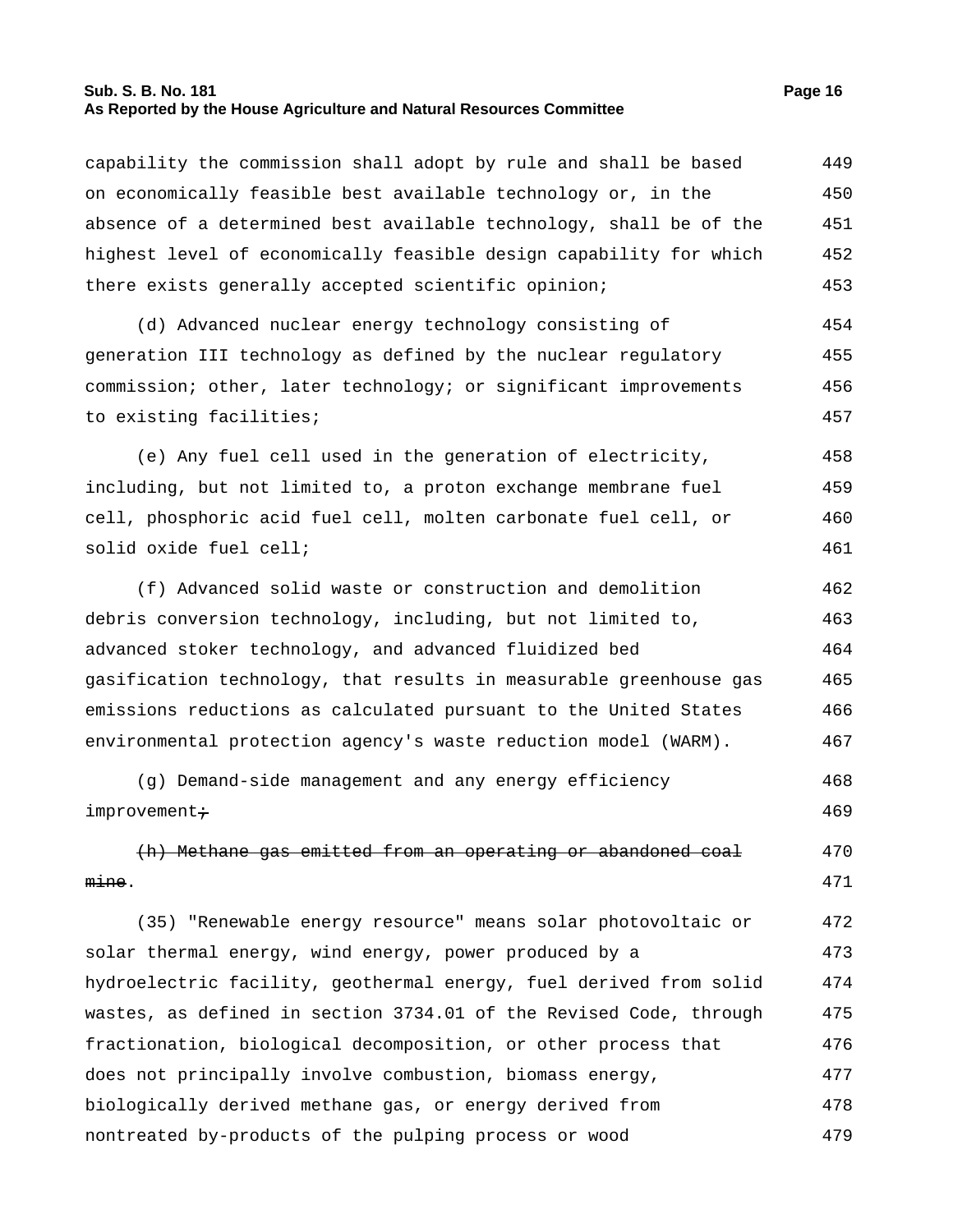capability the commission shall adopt by rule and shall be based on economically feasible best available technology or, in the absence of a determined best available technology, shall be of the highest level of economically feasible design capability for which there exists generally accepted scientific opinion;

(d) Advanced nuclear energy technology consisting of generation III technology as defined by the nuclear regulatory commission; other, later technology; or significant improvements to existing facilities;

(e) Any fuel cell used in the generation of electricity, including, but not limited to, a proton exchange membrane fuel cell, phosphoric acid fuel cell, molten carbonate fuel cell, or solid oxide fuel cell;

(f) Advanced solid waste or construction and demolition debris conversion technology, including, but not limited to, advanced stoker technology, and advanced fluidized bed gasification technology, that results in measurable greenhouse gas emissions reductions as calculated pursuant to the United States environmental protection agency's waste reduction model (WARM).

(g) Demand-side management and any energy efficiency improvement~~;~~

~~(h) Methane gas emitted from an operating or abandoned coal mine~~.

(35) "Renewable energy resource" means solar photovoltaic or solar thermal energy, wind energy, power produced by a hydroelectric facility, geothermal energy, fuel derived from solid wastes, as defined in section 3734.01 of the Revised Code, through fractionation, biological decomposition, or other process that does not principally involve combustion, biomass energy, biologically derived methane gas, or energy derived from nontreated by-products of the pulping process or wood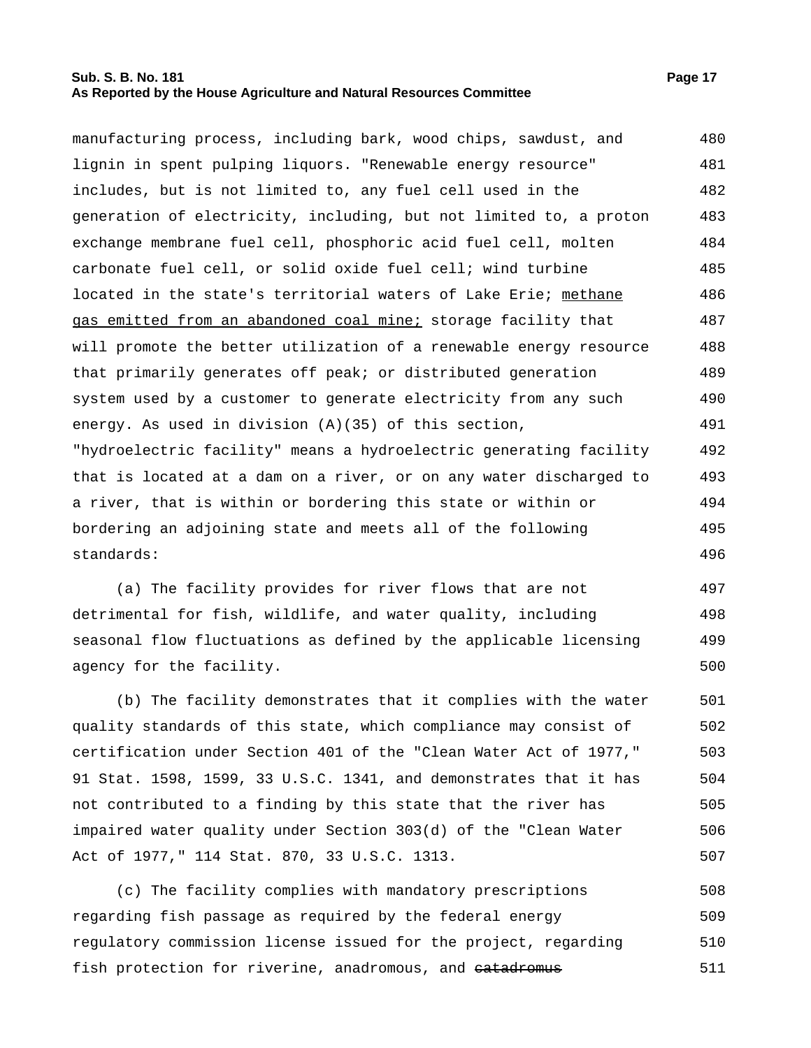manufacturing process, including bark, wood chips, sawdust, and lignin in spent pulping liquors. "Renewable energy resource" includes, but is not limited to, any fuel cell used in the generation of electricity, including, but not limited to, a proton exchange membrane fuel cell, phosphoric acid fuel cell, molten carbonate fuel cell, or solid oxide fuel cell; wind turbine located in the state's territorial waters of Lake Erie; <u>methane gas emitted from an abandoned coal mine;</u> storage facility that will promote the better utilization of a renewable energy resource that primarily generates off peak; or distributed generation system used by a customer to generate electricity from any such energy. As used in division (A)(35) of this section, "hydroelectric facility" means a hydroelectric generating facility that is located at a dam on a river, or on any water discharged to a river, that is within or bordering this state or within or bordering an adjoining state and meets all of the following standards:

(a) The facility provides for river flows that are not detrimental for fish, wildlife, and water quality, including seasonal flow fluctuations as defined by the applicable licensing agency for the facility.

(b) The facility demonstrates that it complies with the water quality standards of this state, which compliance may consist of certification under Section 401 of the "Clean Water Act of 1977," 91 Stat. 1598, 1599, 33 U.S.C. 1341, and demonstrates that it has not contributed to a finding by this state that the river has impaired water quality under Section 303(d) of the "Clean Water Act of 1977," 114 Stat. 870, 33 U.S.C. 1313.

(c) The facility complies with mandatory prescriptions regarding fish passage as required by the federal energy regulatory commission license issued for the project, regarding fish protection for riverine, anadromous, and ~~catadromus~~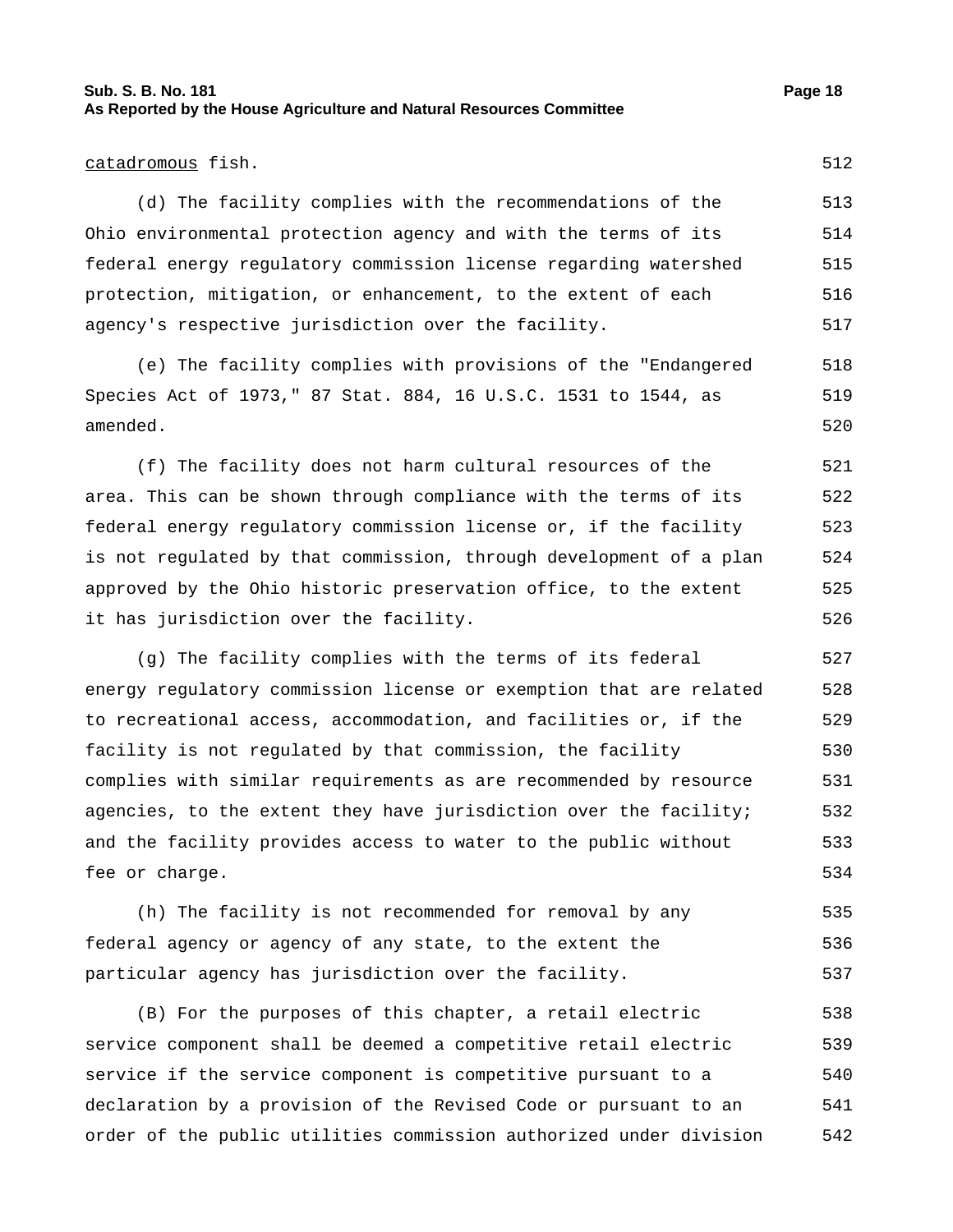catadromous fish.

(d) The facility complies with the recommendations of the Ohio environmental protection agency and with the terms of its federal energy regulatory commission license regarding watershed protection, mitigation, or enhancement, to the extent of each agency's respective jurisdiction over the facility.

(e) The facility complies with provisions of the "Endangered Species Act of 1973," 87 Stat. 884, 16 U.S.C. 1531 to 1544, as amended.

(f) The facility does not harm cultural resources of the area. This can be shown through compliance with the terms of its federal energy regulatory commission license or, if the facility is not regulated by that commission, through development of a plan approved by the Ohio historic preservation office, to the extent it has jurisdiction over the facility.

(g) The facility complies with the terms of its federal energy regulatory commission license or exemption that are related to recreational access, accommodation, and facilities or, if the facility is not regulated by that commission, the facility complies with similar requirements as are recommended by resource agencies, to the extent they have jurisdiction over the facility; and the facility provides access to water to the public without fee or charge.

(h) The facility is not recommended for removal by any federal agency or agency of any state, to the extent the particular agency has jurisdiction over the facility.

(B) For the purposes of this chapter, a retail electric service component shall be deemed a competitive retail electric service if the service component is competitive pursuant to a declaration by a provision of the Revised Code or pursuant to an order of the public utilities commission authorized under division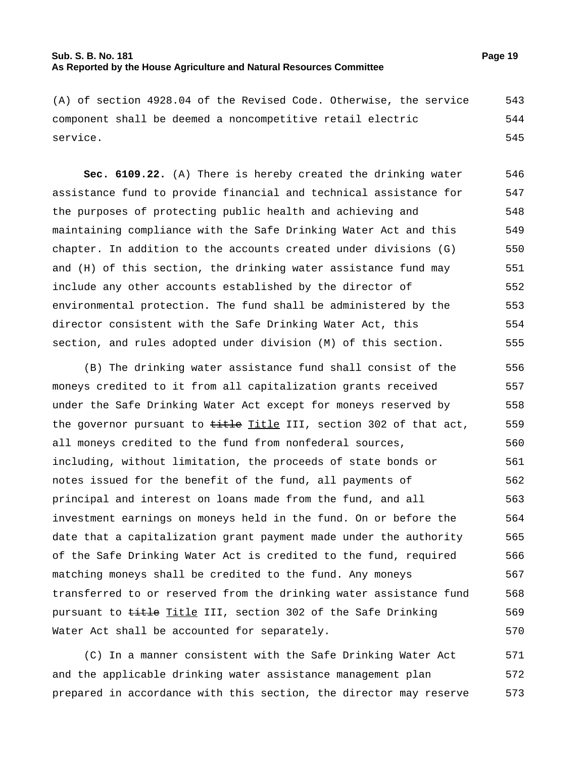(A) of section 4928.04 of the Revised Code. Otherwise, the service component shall be deemed a noncompetitive retail electric service.

**Sec. 6109.22.** (A) There is hereby created the drinking water assistance fund to provide financial and technical assistance for the purposes of protecting public health and achieving and maintaining compliance with the Safe Drinking Water Act and this chapter. In addition to the accounts created under divisions (G) and (H) of this section, the drinking water assistance fund may include any other accounts established by the director of environmental protection. The fund shall be administered by the director consistent with the Safe Drinking Water Act, this section, and rules adopted under division (M) of this section.

(B) The drinking water assistance fund shall consist of the moneys credited to it from all capitalization grants received under the Safe Drinking Water Act except for moneys reserved by the governor pursuant to ~~title~~ Title III, section 302 of that act, all moneys credited to the fund from nonfederal sources, including, without limitation, the proceeds of state bonds or notes issued for the benefit of the fund, all payments of principal and interest on loans made from the fund, and all investment earnings on moneys held in the fund. On or before the date that a capitalization grant payment made under the authority of the Safe Drinking Water Act is credited to the fund, required matching moneys shall be credited to the fund. Any moneys transferred to or reserved from the drinking water assistance fund pursuant to ~~title~~ Title III, section 302 of the Safe Drinking Water Act shall be accounted for separately.

(C) In a manner consistent with the Safe Drinking Water Act and the applicable drinking water assistance management plan prepared in accordance with this section, the director may reserve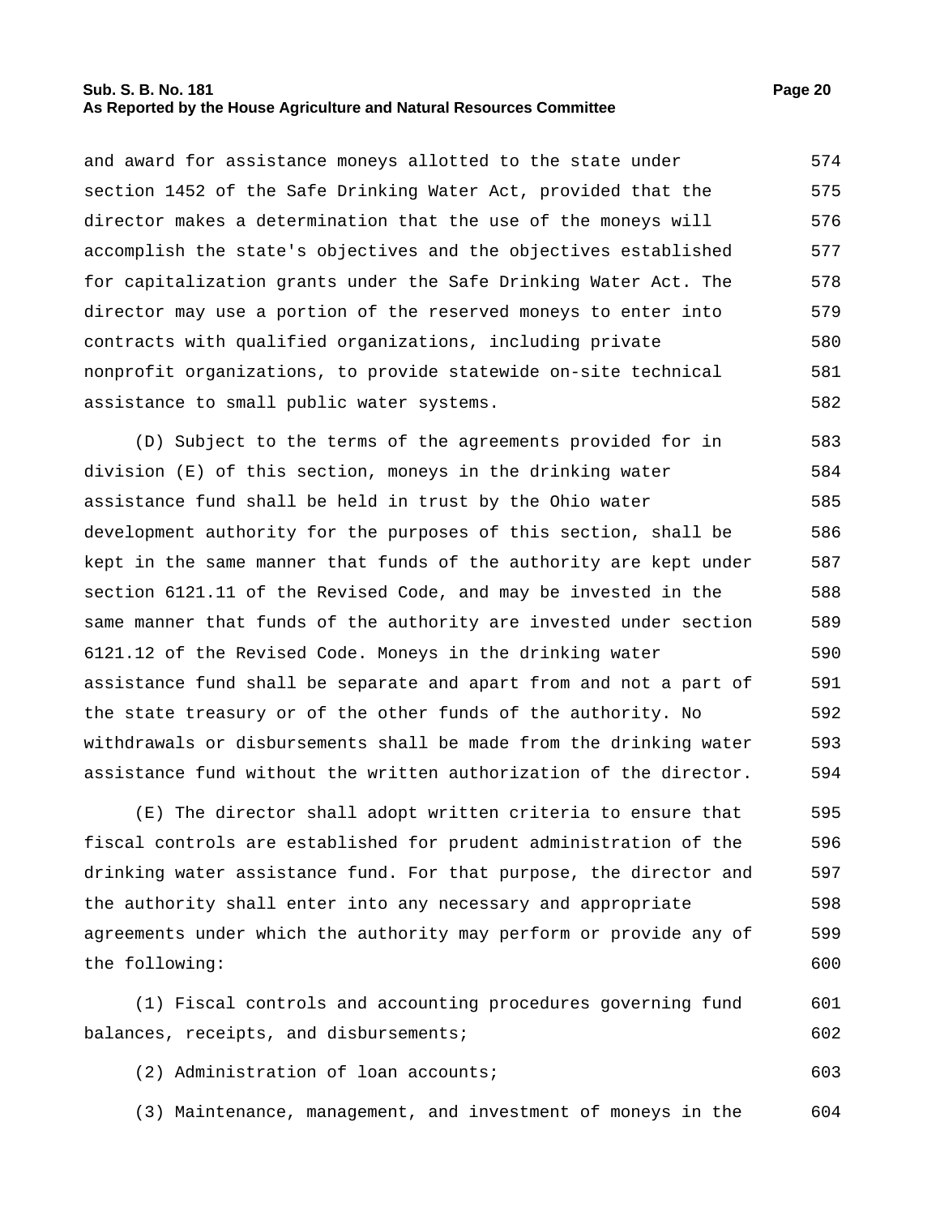and award for assistance moneys allotted to the state under section 1452 of the Safe Drinking Water Act, provided that the director makes a determination that the use of the moneys will accomplish the state's objectives and the objectives established for capitalization grants under the Safe Drinking Water Act. The director may use a portion of the reserved moneys to enter into contracts with qualified organizations, including private nonprofit organizations, to provide statewide on-site technical assistance to small public water systems.

(D) Subject to the terms of the agreements provided for in division (E) of this section, moneys in the drinking water assistance fund shall be held in trust by the Ohio water development authority for the purposes of this section, shall be kept in the same manner that funds of the authority are kept under section 6121.11 of the Revised Code, and may be invested in the same manner that funds of the authority are invested under section 6121.12 of the Revised Code. Moneys in the drinking water assistance fund shall be separate and apart from and not a part of the state treasury or of the other funds of the authority. No withdrawals or disbursements shall be made from the drinking water assistance fund without the written authorization of the director.

(E) The director shall adopt written criteria to ensure that fiscal controls are established for prudent administration of the drinking water assistance fund. For that purpose, the director and the authority shall enter into any necessary and appropriate agreements under which the authority may perform or provide any of the following:

(1) Fiscal controls and accounting procedures governing fund balances, receipts, and disbursements;

(2) Administration of loan accounts;

(3) Maintenance, management, and investment of moneys in the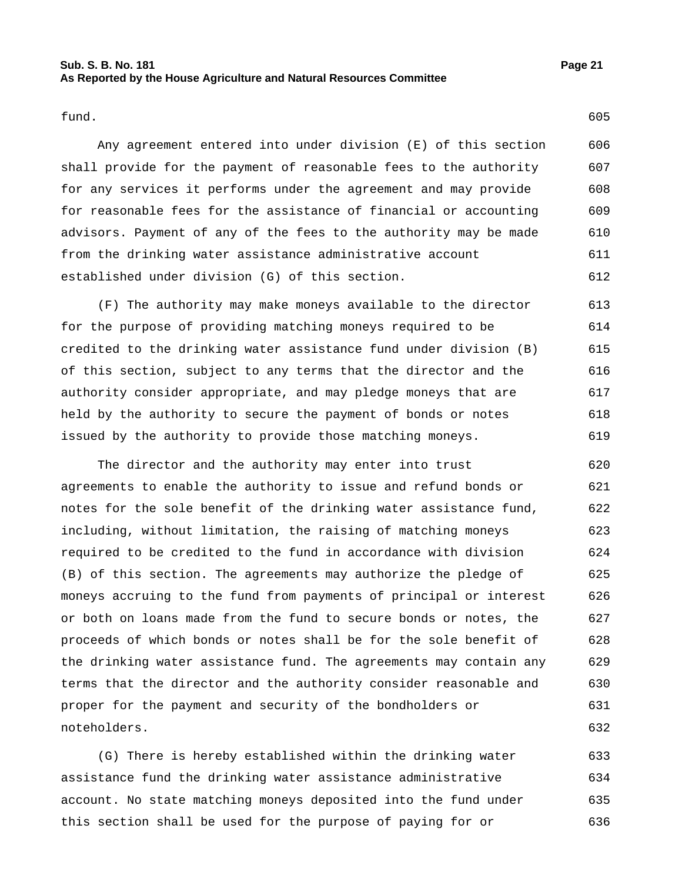fund.

Any agreement entered into under division (E) of this section shall provide for the payment of reasonable fees to the authority for any services it performs under the agreement and may provide for reasonable fees for the assistance of financial or accounting advisors. Payment of any of the fees to the authority may be made from the drinking water assistance administrative account established under division (G) of this section.

(F) The authority may make moneys available to the director for the purpose of providing matching moneys required to be credited to the drinking water assistance fund under division (B) of this section, subject to any terms that the director and the authority consider appropriate, and may pledge moneys that are held by the authority to secure the payment of bonds or notes issued by the authority to provide those matching moneys.

The director and the authority may enter into trust agreements to enable the authority to issue and refund bonds or notes for the sole benefit of the drinking water assistance fund, including, without limitation, the raising of matching moneys required to be credited to the fund in accordance with division (B) of this section. The agreements may authorize the pledge of moneys accruing to the fund from payments of principal or interest or both on loans made from the fund to secure bonds or notes, the proceeds of which bonds or notes shall be for the sole benefit of the drinking water assistance fund. The agreements may contain any terms that the director and the authority consider reasonable and proper for the payment and security of the bondholders or noteholders.

(G) There is hereby established within the drinking water assistance fund the drinking water assistance administrative account. No state matching moneys deposited into the fund under this section shall be used for the purpose of paying for or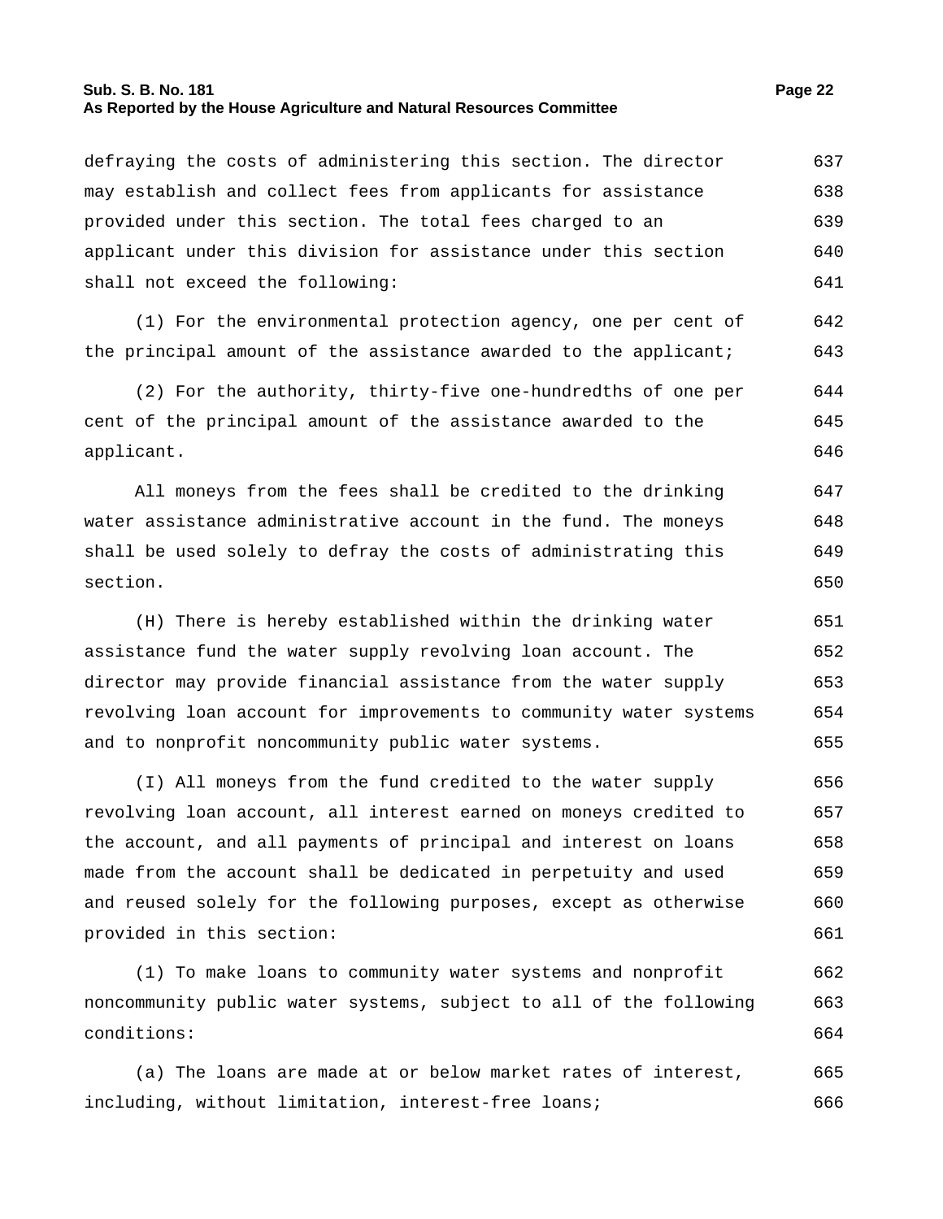defraying the costs of administering this section. The director may establish and collect fees from applicants for assistance provided under this section. The total fees charged to an applicant under this division for assistance under this section shall not exceed the following:

(1) For the environmental protection agency, one per cent of the principal amount of the assistance awarded to the applicant;

(2) For the authority, thirty-five one-hundredths of one per cent of the principal amount of the assistance awarded to the applicant.

All moneys from the fees shall be credited to the drinking water assistance administrative account in the fund. The moneys shall be used solely to defray the costs of administrating this section.

(H) There is hereby established within the drinking water assistance fund the water supply revolving loan account. The director may provide financial assistance from the water supply revolving loan account for improvements to community water systems and to nonprofit noncommunity public water systems.

(I) All moneys from the fund credited to the water supply revolving loan account, all interest earned on moneys credited to the account, and all payments of principal and interest on loans made from the account shall be dedicated in perpetuity and used and reused solely for the following purposes, except as otherwise provided in this section:

(1) To make loans to community water systems and nonprofit noncommunity public water systems, subject to all of the following conditions:

(a) The loans are made at or below market rates of interest, including, without limitation, interest-free loans;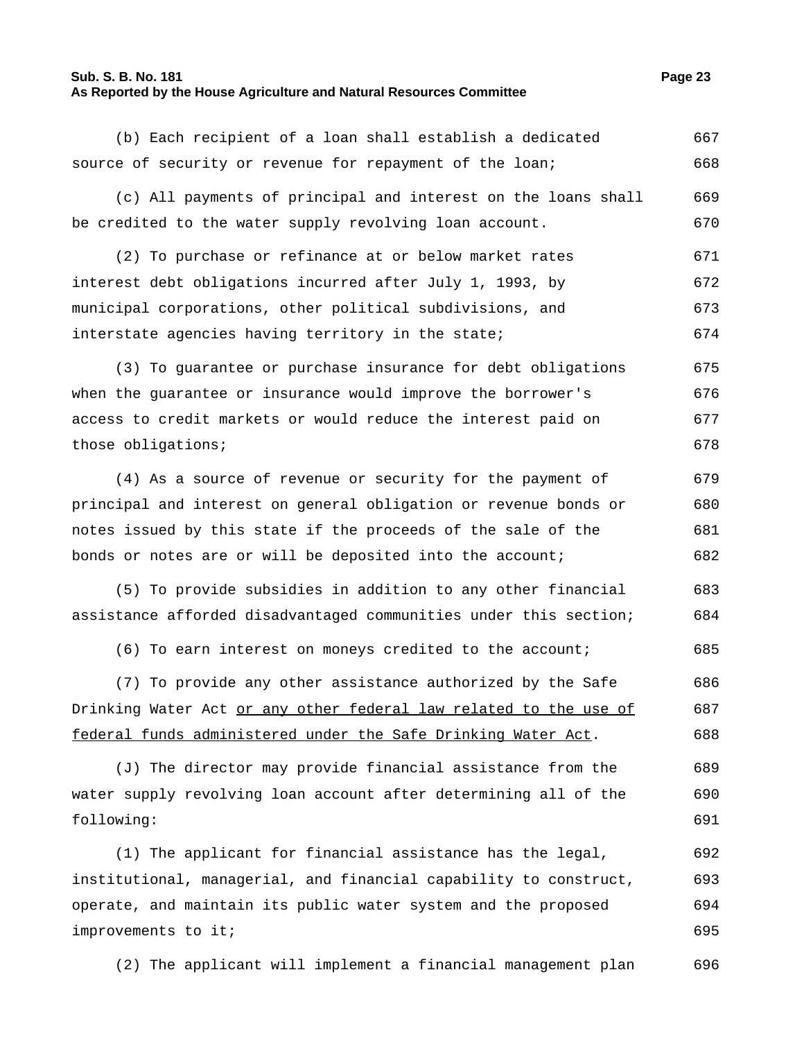(b) Each recipient of a loan shall establish a dedicated source of security or revenue for repayment of the loan;

(c) All payments of principal and interest on the loans shall be credited to the water supply revolving loan account.

(2) To purchase or refinance at or below market rates interest debt obligations incurred after July 1, 1993, by municipal corporations, other political subdivisions, and interstate agencies having territory in the state;

(3) To guarantee or purchase insurance for debt obligations when the guarantee or insurance would improve the borrower's access to credit markets or would reduce the interest paid on those obligations;

(4) As a source of revenue or security for the payment of principal and interest on general obligation or revenue bonds or notes issued by this state if the proceeds of the sale of the bonds or notes are or will be deposited into the account;

(5) To provide subsidies in addition to any other financial assistance afforded disadvantaged communities under this section;

(6) To earn interest on moneys credited to the account;

(7) To provide any other assistance authorized by the Safe Drinking Water Act <u>or any other federal law related to the use of federal funds administered under the Safe Drinking Water Act</u>.

(J) The director may provide financial assistance from the water supply revolving loan account after determining all of the following:

(1) The applicant for financial assistance has the legal, institutional, managerial, and financial capability to construct, operate, and maintain its public water system and the proposed improvements to it;

(2) The applicant will implement a financial management plan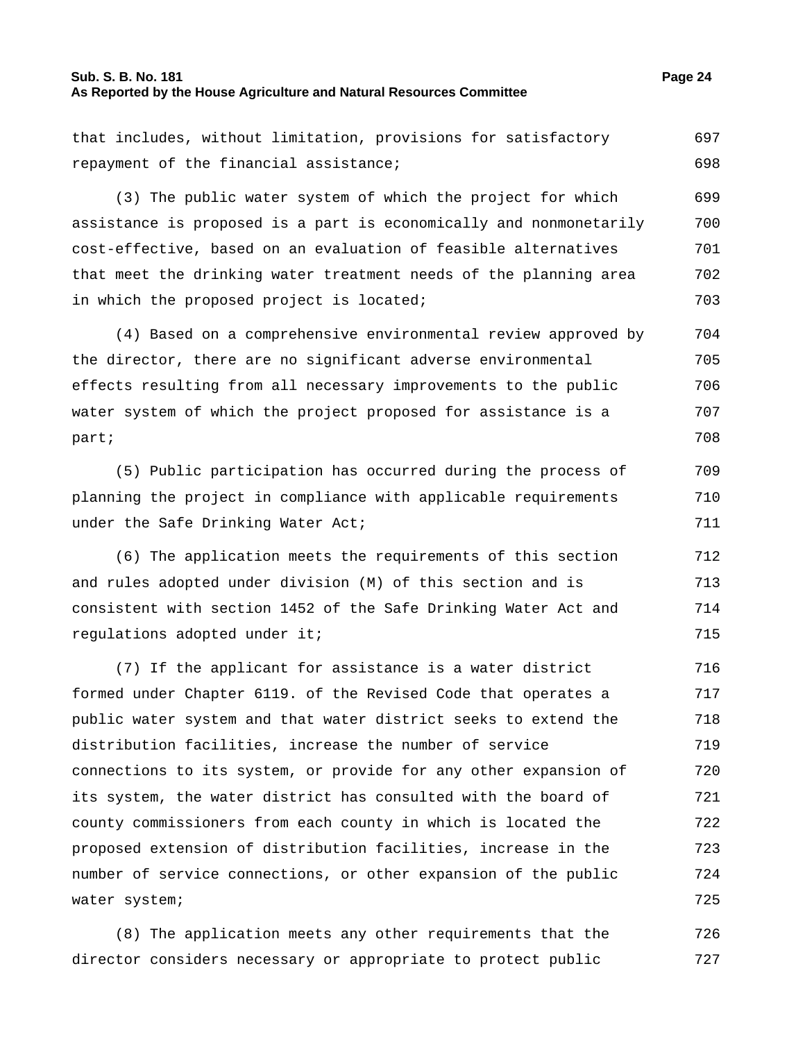that includes, without limitation, provisions for satisfactory repayment of the financial assistance;

(3) The public water system of which the project for which assistance is proposed is a part is economically and nonmonetarily cost-effective, based on an evaluation of feasible alternatives that meet the drinking water treatment needs of the planning area in which the proposed project is located;

(4) Based on a comprehensive environmental review approved by the director, there are no significant adverse environmental effects resulting from all necessary improvements to the public water system of which the project proposed for assistance is a part;

(5) Public participation has occurred during the process of planning the project in compliance with applicable requirements under the Safe Drinking Water Act;

(6) The application meets the requirements of this section and rules adopted under division (M) of this section and is consistent with section 1452 of the Safe Drinking Water Act and regulations adopted under it;

(7) If the applicant for assistance is a water district formed under Chapter 6119. of the Revised Code that operates a public water system and that water district seeks to extend the distribution facilities, increase the number of service connections to its system, or provide for any other expansion of its system, the water district has consulted with the board of county commissioners from each county in which is located the proposed extension of distribution facilities, increase in the number of service connections, or other expansion of the public water system;

(8) The application meets any other requirements that the director considers necessary or appropriate to protect public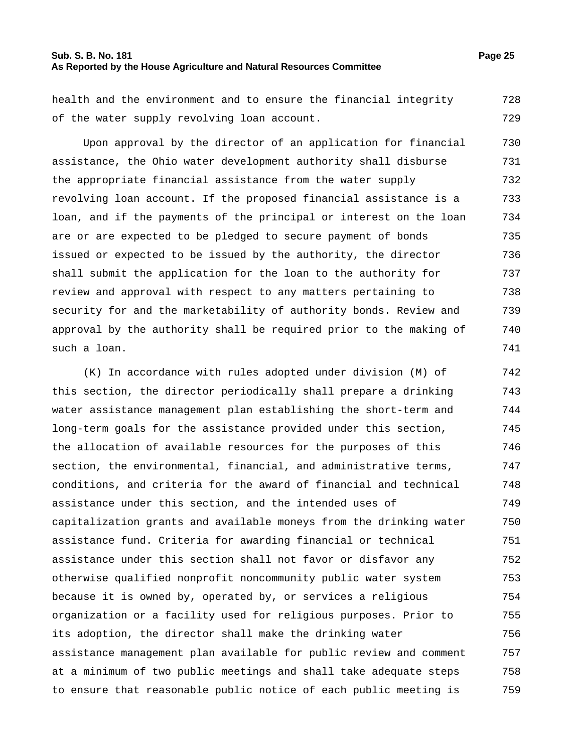health and the environment and to ensure the financial integrity of the water supply revolving loan account.

Upon approval by the director of an application for financial assistance, the Ohio water development authority shall disburse the appropriate financial assistance from the water supply revolving loan account. If the proposed financial assistance is a loan, and if the payments of the principal or interest on the loan are or are expected to be pledged to secure payment of bonds issued or expected to be issued by the authority, the director shall submit the application for the loan to the authority for review and approval with respect to any matters pertaining to security for and the marketability of authority bonds. Review and approval by the authority shall be required prior to the making of such a loan.

(K) In accordance with rules adopted under division (M) of this section, the director periodically shall prepare a drinking water assistance management plan establishing the short-term and long-term goals for the assistance provided under this section, the allocation of available resources for the purposes of this section, the environmental, financial, and administrative terms, conditions, and criteria for the award of financial and technical assistance under this section, and the intended uses of capitalization grants and available moneys from the drinking water assistance fund. Criteria for awarding financial or technical assistance under this section shall not favor or disfavor any otherwise qualified nonprofit noncommunity public water system because it is owned by, operated by, or services a religious organization or a facility used for religious purposes. Prior to its adoption, the director shall make the drinking water assistance management plan available for public review and comment at a minimum of two public meetings and shall take adequate steps to ensure that reasonable public notice of each public meeting is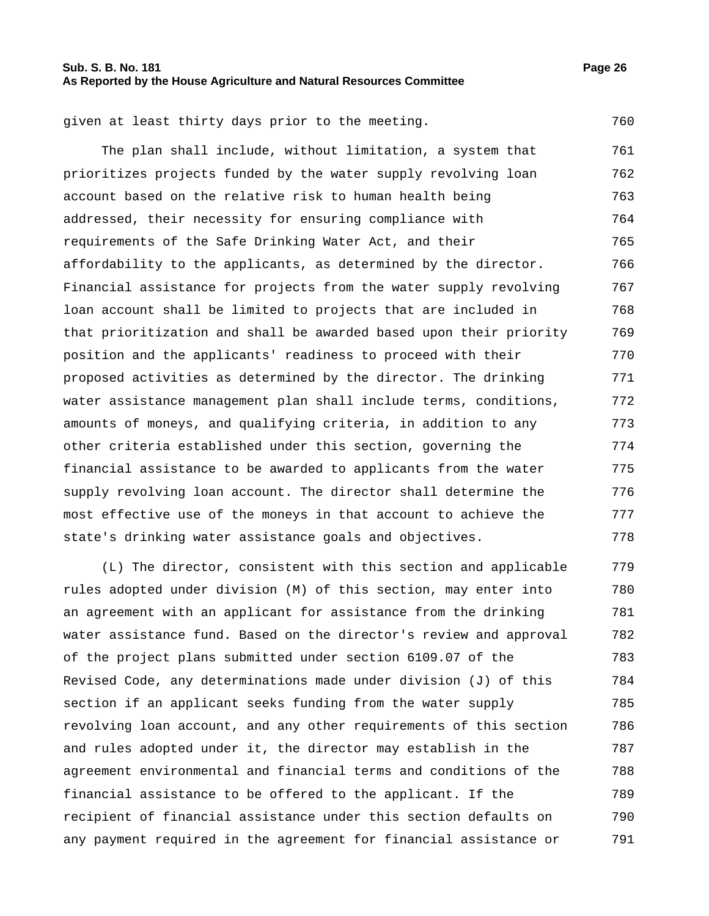given at least thirty days prior to the meeting.

The plan shall include, without limitation, a system that prioritizes projects funded by the water supply revolving loan account based on the relative risk to human health being addressed, their necessity for ensuring compliance with requirements of the Safe Drinking Water Act, and their affordability to the applicants, as determined by the director. Financial assistance for projects from the water supply revolving loan account shall be limited to projects that are included in that prioritization and shall be awarded based upon their priority position and the applicants' readiness to proceed with their proposed activities as determined by the director. The drinking water assistance management plan shall include terms, conditions, amounts of moneys, and qualifying criteria, in addition to any other criteria established under this section, governing the financial assistance to be awarded to applicants from the water supply revolving loan account. The director shall determine the most effective use of the moneys in that account to achieve the state's drinking water assistance goals and objectives.

(L) The director, consistent with this section and applicable rules adopted under division (M) of this section, may enter into an agreement with an applicant for assistance from the drinking water assistance fund. Based on the director's review and approval of the project plans submitted under section 6109.07 of the Revised Code, any determinations made under division (J) of this section if an applicant seeks funding from the water supply revolving loan account, and any other requirements of this section and rules adopted under it, the director may establish in the agreement environmental and financial terms and conditions of the financial assistance to be offered to the applicant. If the recipient of financial assistance under this section defaults on any payment required in the agreement for financial assistance or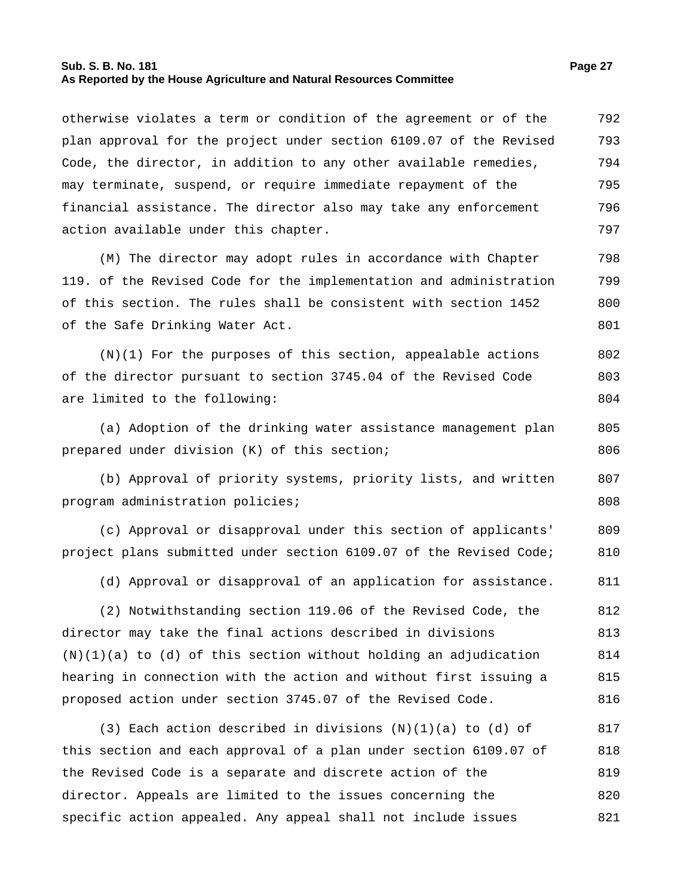otherwise violates a term or condition of the agreement or of the plan approval for the project under section 6109.07 of the Revised Code, the director, in addition to any other available remedies, may terminate, suspend, or require immediate repayment of the financial assistance. The director also may take any enforcement action available under this chapter.

(M) The director may adopt rules in accordance with Chapter 119. of the Revised Code for the implementation and administration of this section. The rules shall be consistent with section 1452 of the Safe Drinking Water Act.

(N)(1) For the purposes of this section, appealable actions of the director pursuant to section 3745.04 of the Revised Code are limited to the following:

(a) Adoption of the drinking water assistance management plan prepared under division (K) of this section;

(b) Approval of priority systems, priority lists, and written program administration policies;

(c) Approval or disapproval under this section of applicants' project plans submitted under section 6109.07 of the Revised Code;

(d) Approval or disapproval of an application for assistance.

(2) Notwithstanding section 119.06 of the Revised Code, the director may take the final actions described in divisions (N)(1)(a) to (d) of this section without holding an adjudication hearing in connection with the action and without first issuing a proposed action under section 3745.07 of the Revised Code.

(3) Each action described in divisions (N)(1)(a) to (d) of this section and each approval of a plan under section 6109.07 of the Revised Code is a separate and discrete action of the director. Appeals are limited to the issues concerning the specific action appealed. Any appeal shall not include issues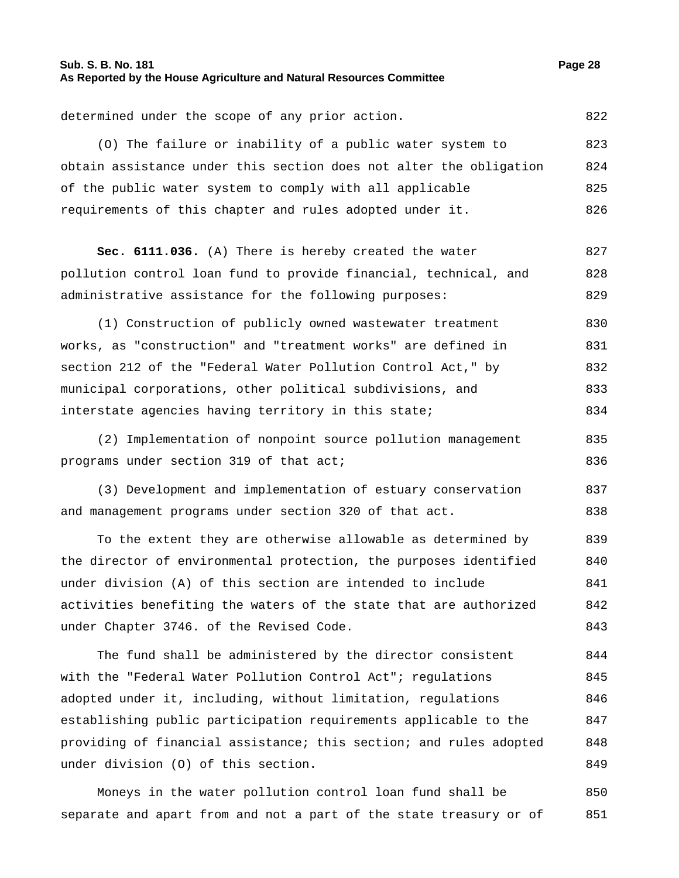determined under the scope of any prior action.

(O) The failure or inability of a public water system to obtain assistance under this section does not alter the obligation of the public water system to comply with all applicable requirements of this chapter and rules adopted under it.

**Sec. 6111.036.** (A) There is hereby created the water pollution control loan fund to provide financial, technical, and administrative assistance for the following purposes:

(1) Construction of publicly owned wastewater treatment works, as "construction" and "treatment works" are defined in section 212 of the "Federal Water Pollution Control Act," by municipal corporations, other political subdivisions, and interstate agencies having territory in this state;

(2) Implementation of nonpoint source pollution management programs under section 319 of that act;

(3) Development and implementation of estuary conservation and management programs under section 320 of that act.

To the extent they are otherwise allowable as determined by the director of environmental protection, the purposes identified under division (A) of this section are intended to include activities benefiting the waters of the state that are authorized under Chapter 3746. of the Revised Code.

The fund shall be administered by the director consistent with the "Federal Water Pollution Control Act"; regulations adopted under it, including, without limitation, regulations establishing public participation requirements applicable to the providing of financial assistance; this section; and rules adopted under division (O) of this section.

Moneys in the water pollution control loan fund shall be separate and apart from and not a part of the state treasury or of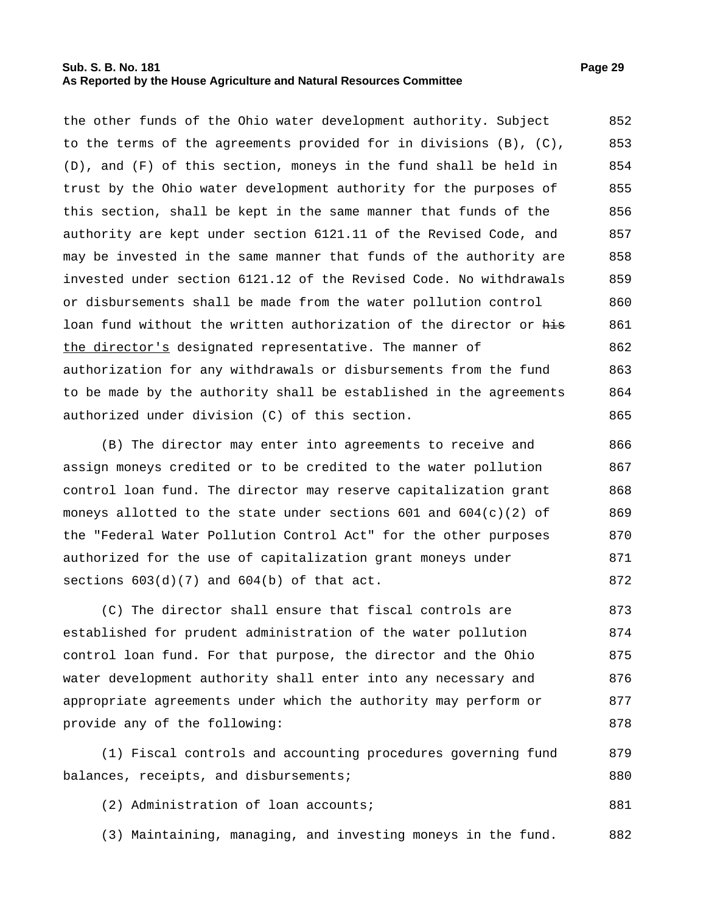the other funds of the Ohio water development authority. Subject to the terms of the agreements provided for in divisions (B), (C), (D), and (F) of this section, moneys in the fund shall be held in trust by the Ohio water development authority for the purposes of this section, shall be kept in the same manner that funds of the authority are kept under section 6121.11 of the Revised Code, and may be invested in the same manner that funds of the authority are invested under section 6121.12 of the Revised Code. No withdrawals or disbursements shall be made from the water pollution control loan fund without the written authorization of the director or ~~his~~ <u>the director's</u> designated representative. The manner of authorization for any withdrawals or disbursements from the fund to be made by the authority shall be established in the agreements authorized under division (C) of this section.

(B) The director may enter into agreements to receive and assign moneys credited or to be credited to the water pollution control loan fund. The director may reserve capitalization grant moneys allotted to the state under sections 601 and 604(c)(2) of the "Federal Water Pollution Control Act" for the other purposes authorized for the use of capitalization grant moneys under sections 603(d)(7) and 604(b) of that act.

(C) The director shall ensure that fiscal controls are established for prudent administration of the water pollution control loan fund. For that purpose, the director and the Ohio water development authority shall enter into any necessary and appropriate agreements under which the authority may perform or provide any of the following:

(1) Fiscal controls and accounting procedures governing fund balances, receipts, and disbursements;

(2) Administration of loan accounts;

(3) Maintaining, managing, and investing moneys in the fund.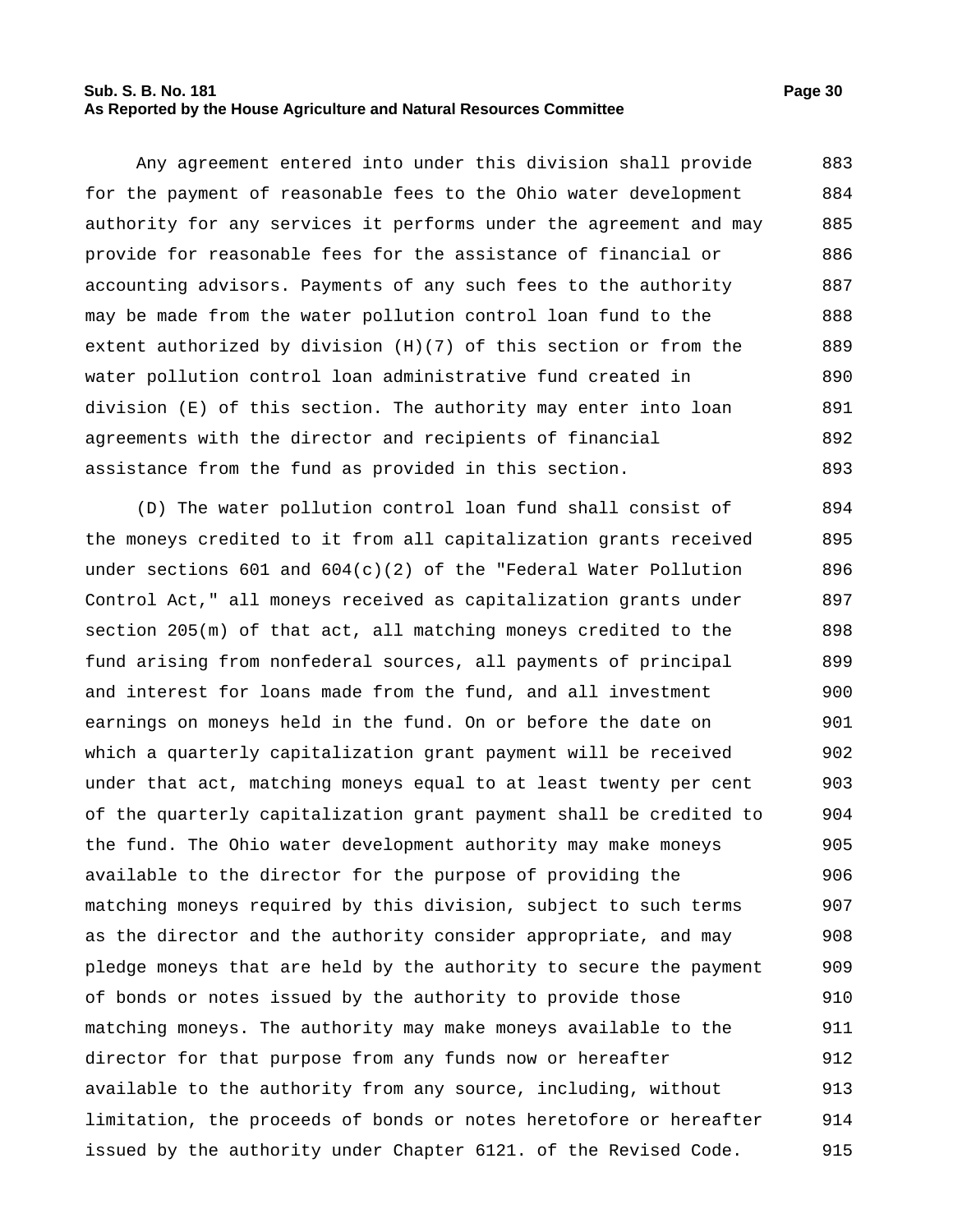Any agreement entered into under this division shall provide for the payment of reasonable fees to the Ohio water development authority for any services it performs under the agreement and may provide for reasonable fees for the assistance of financial or accounting advisors. Payments of any such fees to the authority may be made from the water pollution control loan fund to the extent authorized by division (H)(7) of this section or from the water pollution control loan administrative fund created in division (E) of this section. The authority may enter into loan agreements with the director and recipients of financial assistance from the fund as provided in this section.

(D) The water pollution control loan fund shall consist of the moneys credited to it from all capitalization grants received under sections 601 and 604(c)(2) of the "Federal Water Pollution Control Act," all moneys received as capitalization grants under section 205(m) of that act, all matching moneys credited to the fund arising from nonfederal sources, all payments of principal and interest for loans made from the fund, and all investment earnings on moneys held in the fund. On or before the date on which a quarterly capitalization grant payment will be received under that act, matching moneys equal to at least twenty per cent of the quarterly capitalization grant payment shall be credited to the fund. The Ohio water development authority may make moneys available to the director for the purpose of providing the matching moneys required by this division, subject to such terms as the director and the authority consider appropriate, and may pledge moneys that are held by the authority to secure the payment of bonds or notes issued by the authority to provide those matching moneys. The authority may make moneys available to the director for that purpose from any funds now or hereafter available to the authority from any source, including, without limitation, the proceeds of bonds or notes heretofore or hereafter issued by the authority under Chapter 6121. of the Revised Code.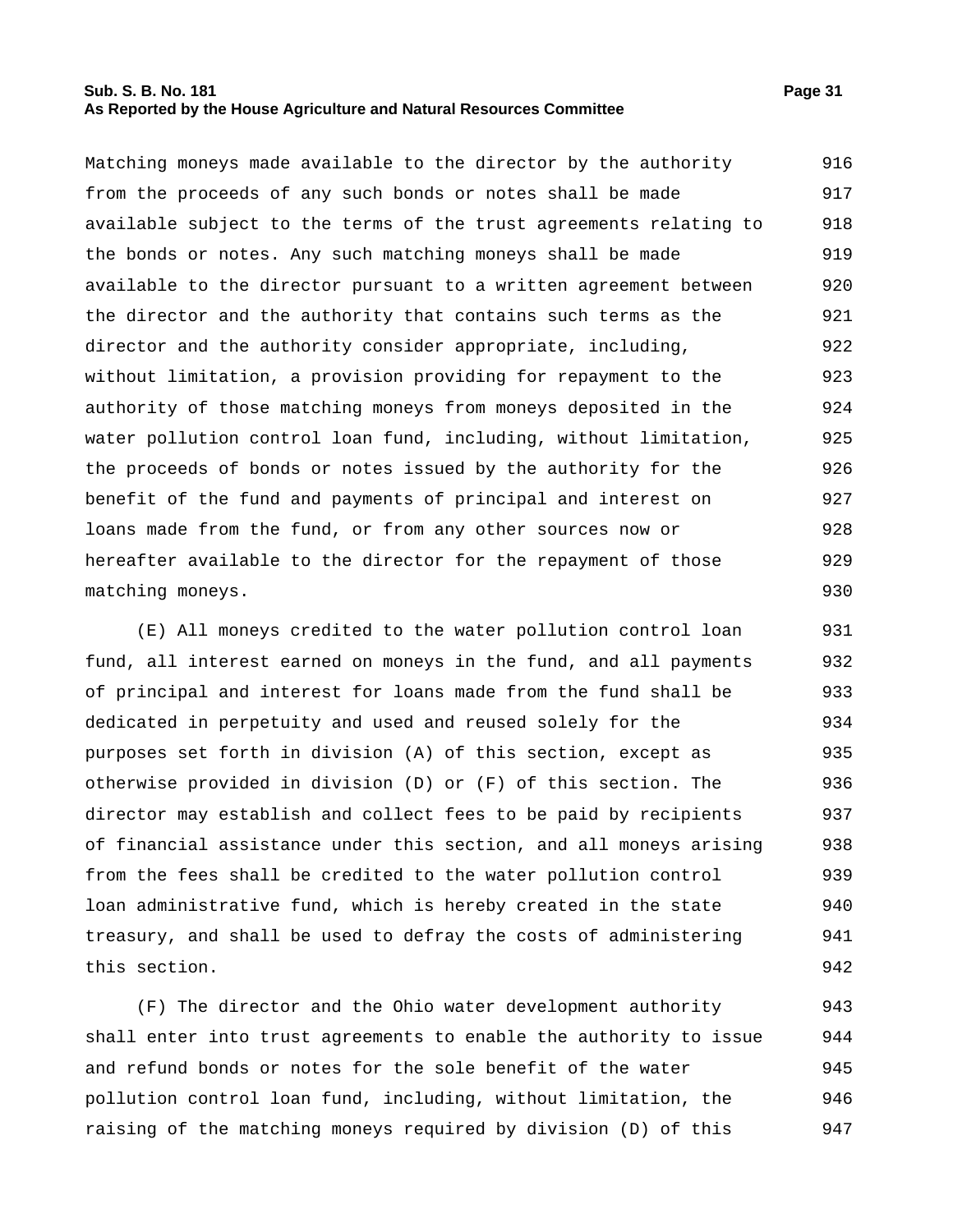Matching moneys made available to the director by the authority from the proceeds of any such bonds or notes shall be made available subject to the terms of the trust agreements relating to the bonds or notes. Any such matching moneys shall be made available to the director pursuant to a written agreement between the director and the authority that contains such terms as the director and the authority consider appropriate, including, without limitation, a provision providing for repayment to the authority of those matching moneys from moneys deposited in the water pollution control loan fund, including, without limitation, the proceeds of bonds or notes issued by the authority for the benefit of the fund and payments of principal and interest on loans made from the fund, or from any other sources now or hereafter available to the director for the repayment of those matching moneys.

(E) All moneys credited to the water pollution control loan fund, all interest earned on moneys in the fund, and all payments of principal and interest for loans made from the fund shall be dedicated in perpetuity and used and reused solely for the purposes set forth in division (A) of this section, except as otherwise provided in division (D) or (F) of this section. The director may establish and collect fees to be paid by recipients of financial assistance under this section, and all moneys arising from the fees shall be credited to the water pollution control loan administrative fund, which is hereby created in the state treasury, and shall be used to defray the costs of administering this section.

(F) The director and the Ohio water development authority shall enter into trust agreements to enable the authority to issue and refund bonds or notes for the sole benefit of the water pollution control loan fund, including, without limitation, the raising of the matching moneys required by division (D) of this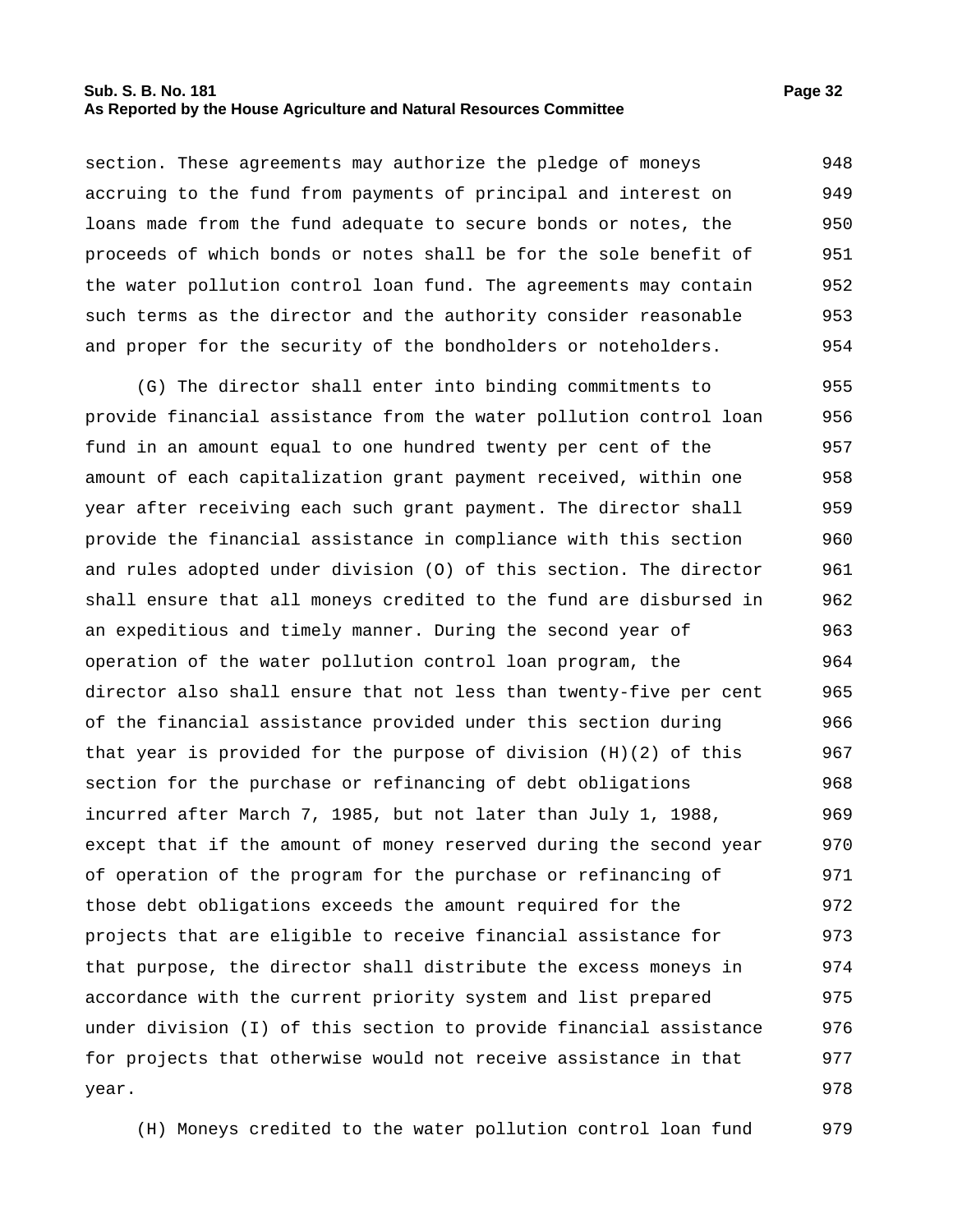section. These agreements may authorize the pledge of moneys accruing to the fund from payments of principal and interest on loans made from the fund adequate to secure bonds or notes, the proceeds of which bonds or notes shall be for the sole benefit of the water pollution control loan fund. The agreements may contain such terms as the director and the authority consider reasonable and proper for the security of the bondholders or noteholders.

(G) The director shall enter into binding commitments to provide financial assistance from the water pollution control loan fund in an amount equal to one hundred twenty per cent of the amount of each capitalization grant payment received, within one year after receiving each such grant payment. The director shall provide the financial assistance in compliance with this section and rules adopted under division (O) of this section. The director shall ensure that all moneys credited to the fund are disbursed in an expeditious and timely manner. During the second year of operation of the water pollution control loan program, the director also shall ensure that not less than twenty-five per cent of the financial assistance provided under this section during that year is provided for the purpose of division (H)(2) of this section for the purchase or refinancing of debt obligations incurred after March 7, 1985, but not later than July 1, 1988, except that if the amount of money reserved during the second year of operation of the program for the purchase or refinancing of those debt obligations exceeds the amount required for the projects that are eligible to receive financial assistance for that purpose, the director shall distribute the excess moneys in accordance with the current priority system and list prepared under division (I) of this section to provide financial assistance for projects that otherwise would not receive assistance in that year.

(H) Moneys credited to the water pollution control loan fund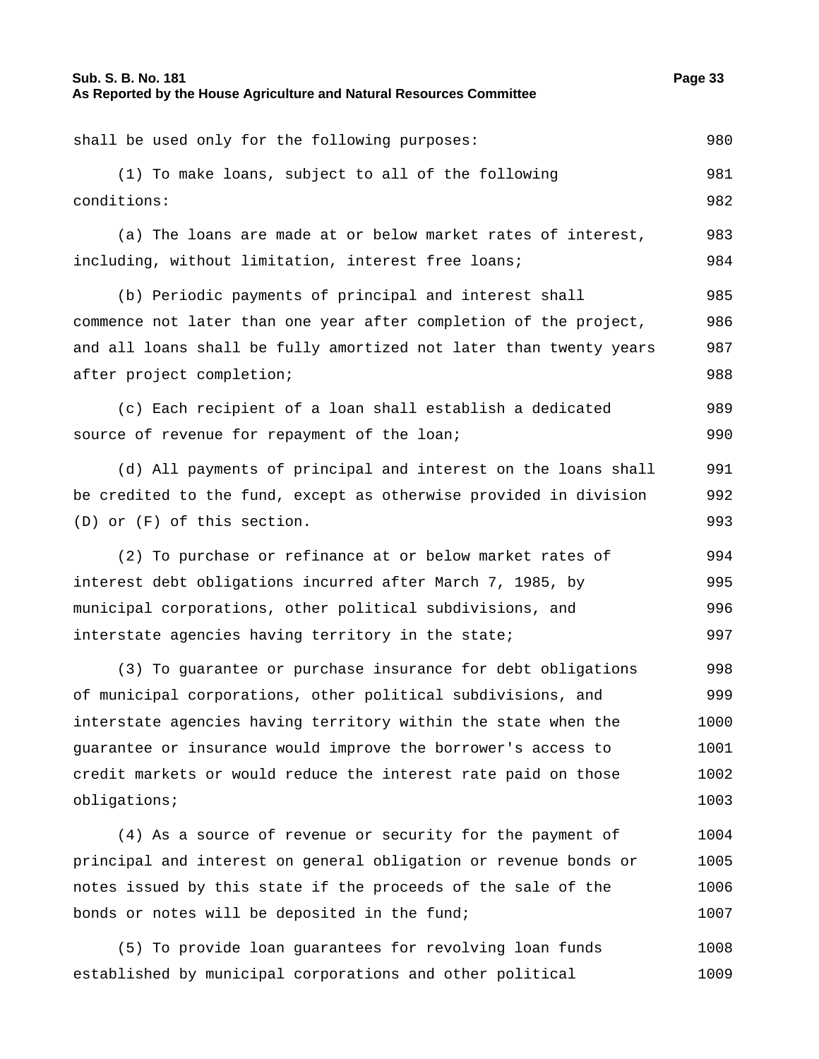shall be used only for the following purposes:

(1) To make loans, subject to all of the following conditions:

(a) The loans are made at or below market rates of interest, including, without limitation, interest free loans;

(b) Periodic payments of principal and interest shall commence not later than one year after completion of the project, and all loans shall be fully amortized not later than twenty years after project completion;

(c) Each recipient of a loan shall establish a dedicated source of revenue for repayment of the loan;

(d) All payments of principal and interest on the loans shall be credited to the fund, except as otherwise provided in division (D) or (F) of this section.

(2) To purchase or refinance at or below market rates of interest debt obligations incurred after March 7, 1985, by municipal corporations, other political subdivisions, and interstate agencies having territory in the state;

(3) To guarantee or purchase insurance for debt obligations of municipal corporations, other political subdivisions, and interstate agencies having territory within the state when the guarantee or insurance would improve the borrower's access to credit markets or would reduce the interest rate paid on those obligations;

(4) As a source of revenue or security for the payment of principal and interest on general obligation or revenue bonds or notes issued by this state if the proceeds of the sale of the bonds or notes will be deposited in the fund;

(5) To provide loan guarantees for revolving loan funds established by municipal corporations and other political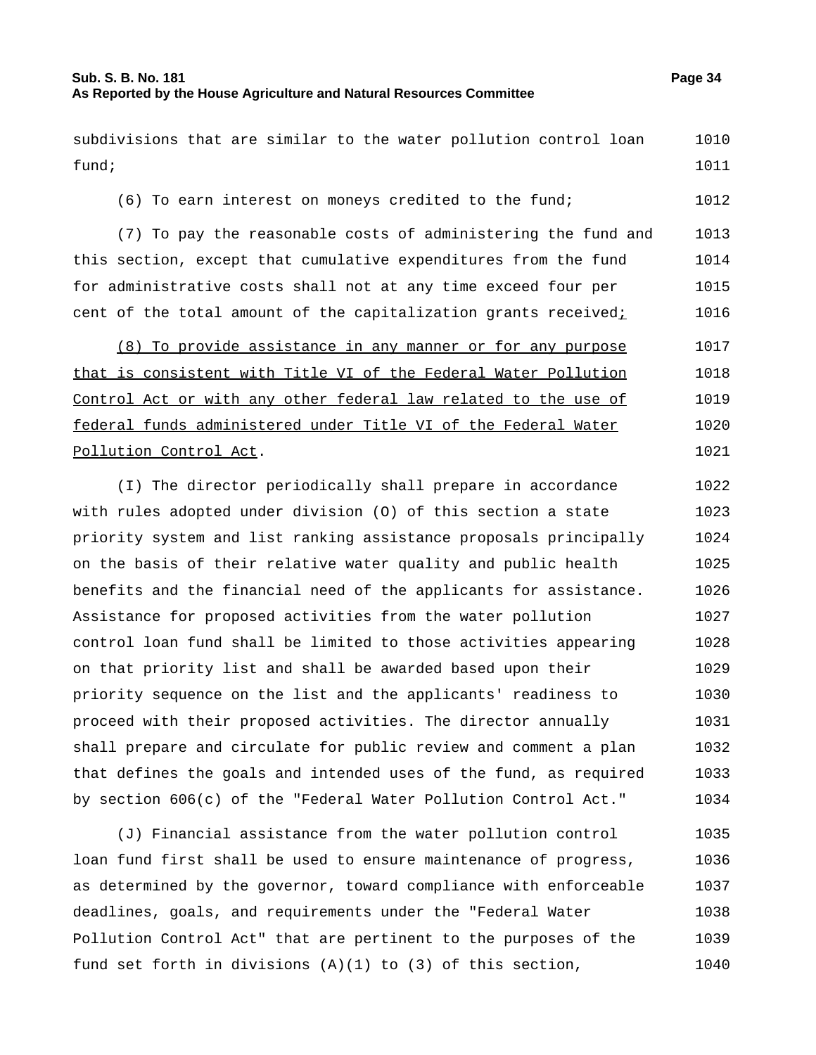subdivisions that are similar to the water pollution control loan fund;

(6) To earn interest on moneys credited to the fund;

(7) To pay the reasonable costs of administering the fund and this section, except that cumulative expenditures from the fund for administrative costs shall not at any time exceed four per cent of the total amount of the capitalization grants received<u>;</u>

<u>(8) To provide assistance in any manner or for any purpose that is consistent with Title VI of the Federal Water Pollution Control Act or with any other federal law related to the use of federal funds administered under Title VI of the Federal Water Pollution Control Act</u>.

(I) The director periodically shall prepare in accordance with rules adopted under division (O) of this section a state priority system and list ranking assistance proposals principally on the basis of their relative water quality and public health benefits and the financial need of the applicants for assistance. Assistance for proposed activities from the water pollution control loan fund shall be limited to those activities appearing on that priority list and shall be awarded based upon their priority sequence on the list and the applicants' readiness to proceed with their proposed activities. The director annually shall prepare and circulate for public review and comment a plan that defines the goals and intended uses of the fund, as required by section 606(c) of the "Federal Water Pollution Control Act."

(J) Financial assistance from the water pollution control loan fund first shall be used to ensure maintenance of progress, as determined by the governor, toward compliance with enforceable deadlines, goals, and requirements under the "Federal Water Pollution Control Act" that are pertinent to the purposes of the fund set forth in divisions (A)(1) to (3) of this section,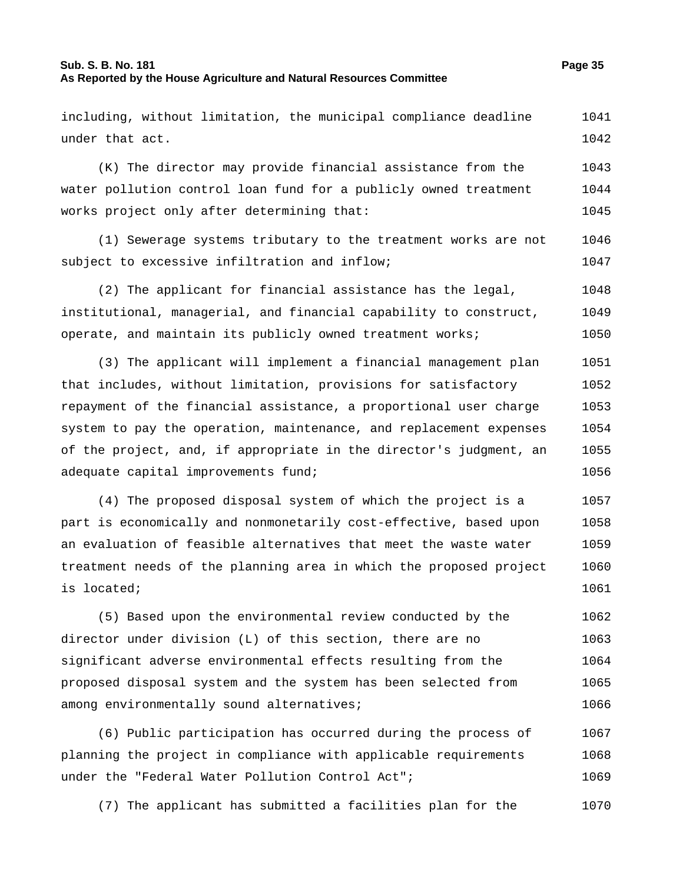including, without limitation, the municipal compliance deadline under that act.

(K) The director may provide financial assistance from the water pollution control loan fund for a publicly owned treatment works project only after determining that:

(1) Sewerage systems tributary to the treatment works are not subject to excessive infiltration and inflow;

(2) The applicant for financial assistance has the legal, institutional, managerial, and financial capability to construct, operate, and maintain its publicly owned treatment works;

(3) The applicant will implement a financial management plan that includes, without limitation, provisions for satisfactory repayment of the financial assistance, a proportional user charge system to pay the operation, maintenance, and replacement expenses of the project, and, if appropriate in the director's judgment, an adequate capital improvements fund;

(4) The proposed disposal system of which the project is a part is economically and nonmonetarily cost-effective, based upon an evaluation of feasible alternatives that meet the waste water treatment needs of the planning area in which the proposed project is located;

(5) Based upon the environmental review conducted by the director under division (L) of this section, there are no significant adverse environmental effects resulting from the proposed disposal system and the system has been selected from among environmentally sound alternatives;

(6) Public participation has occurred during the process of planning the project in compliance with applicable requirements under the "Federal Water Pollution Control Act";

(7) The applicant has submitted a facilities plan for the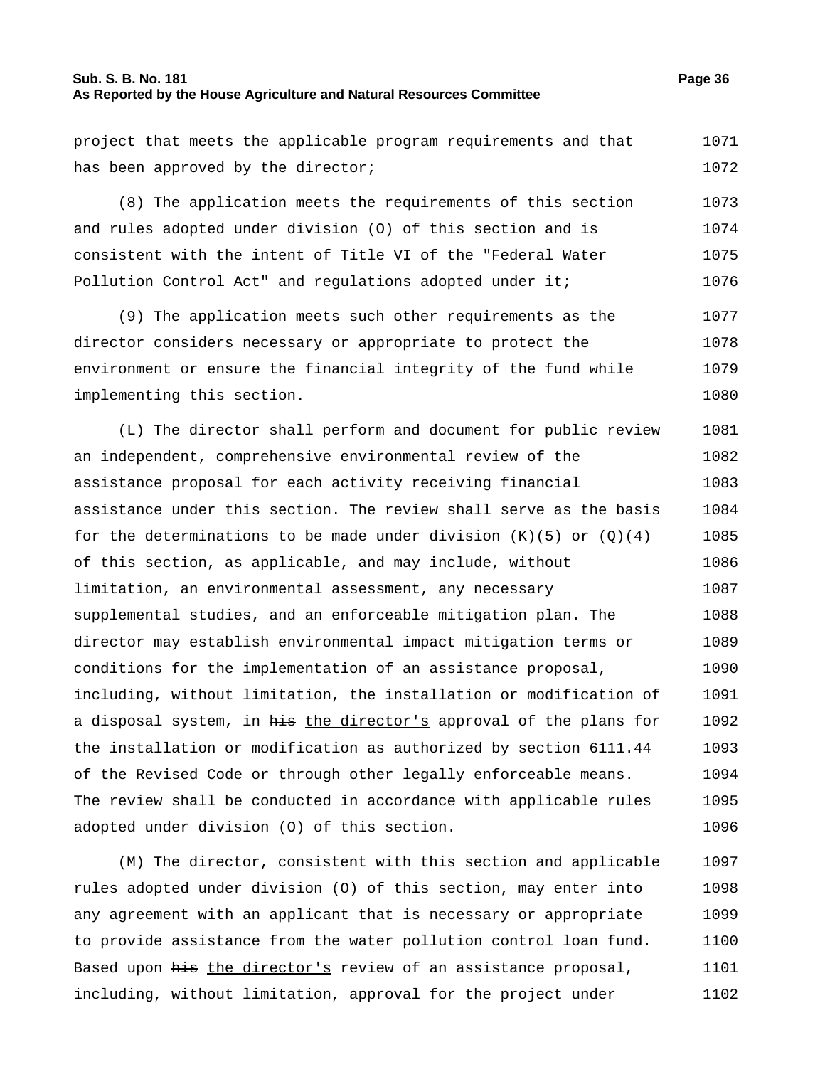project that meets the applicable program requirements and that has been approved by the director;

(8) The application meets the requirements of this section and rules adopted under division (O) of this section and is consistent with the intent of Title VI of the "Federal Water Pollution Control Act" and regulations adopted under it;

(9) The application meets such other requirements as the director considers necessary or appropriate to protect the environment or ensure the financial integrity of the fund while implementing this section.

(L) The director shall perform and document for public review an independent, comprehensive environmental review of the assistance proposal for each activity receiving financial assistance under this section. The review shall serve as the basis for the determinations to be made under division (K)(5) or (Q)(4) of this section, as applicable, and may include, without limitation, an environmental assessment, any necessary supplemental studies, and an enforceable mitigation plan. The director may establish environmental impact mitigation terms or conditions for the implementation of an assistance proposal, including, without limitation, the installation or modification of a disposal system, in ~~his~~ <u>the director's</u> approval of the plans for the installation or modification as authorized by section 6111.44 of the Revised Code or through other legally enforceable means. The review shall be conducted in accordance with applicable rules adopted under division (O) of this section.

(M) The director, consistent with this section and applicable rules adopted under division (O) of this section, may enter into any agreement with an applicant that is necessary or appropriate to provide assistance from the water pollution control loan fund. Based upon ~~his~~ <u>the director's</u> review of an assistance proposal, including, without limitation, approval for the project under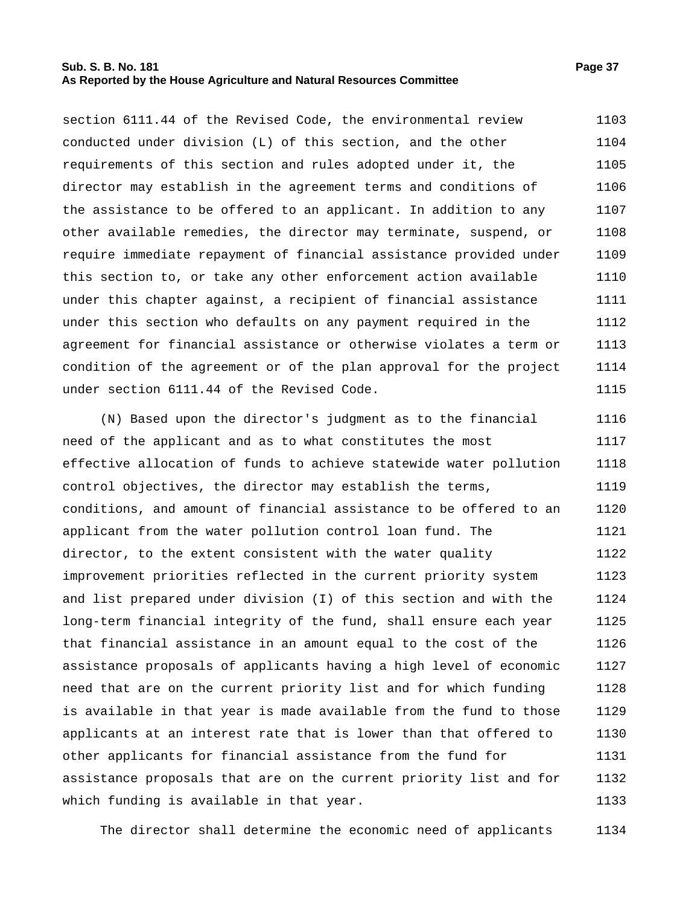section 6111.44 of the Revised Code, the environmental review conducted under division (L) of this section, and the other requirements of this section and rules adopted under it, the director may establish in the agreement terms and conditions of the assistance to be offered to an applicant. In addition to any other available remedies, the director may terminate, suspend, or require immediate repayment of financial assistance provided under this section to, or take any other enforcement action available under this chapter against, a recipient of financial assistance under this section who defaults on any payment required in the agreement for financial assistance or otherwise violates a term or condition of the agreement or of the plan approval for the project under section 6111.44 of the Revised Code.

(N) Based upon the director's judgment as to the financial need of the applicant and as to what constitutes the most effective allocation of funds to achieve statewide water pollution control objectives, the director may establish the terms, conditions, and amount of financial assistance to be offered to an applicant from the water pollution control loan fund. The director, to the extent consistent with the water quality improvement priorities reflected in the current priority system and list prepared under division (I) of this section and with the long-term financial integrity of the fund, shall ensure each year that financial assistance in an amount equal to the cost of the assistance proposals of applicants having a high level of economic need that are on the current priority list and for which funding is available in that year is made available from the fund to those applicants at an interest rate that is lower than that offered to other applicants for financial assistance from the fund for assistance proposals that are on the current priority list and for which funding is available in that year.

The director shall determine the economic need of applicants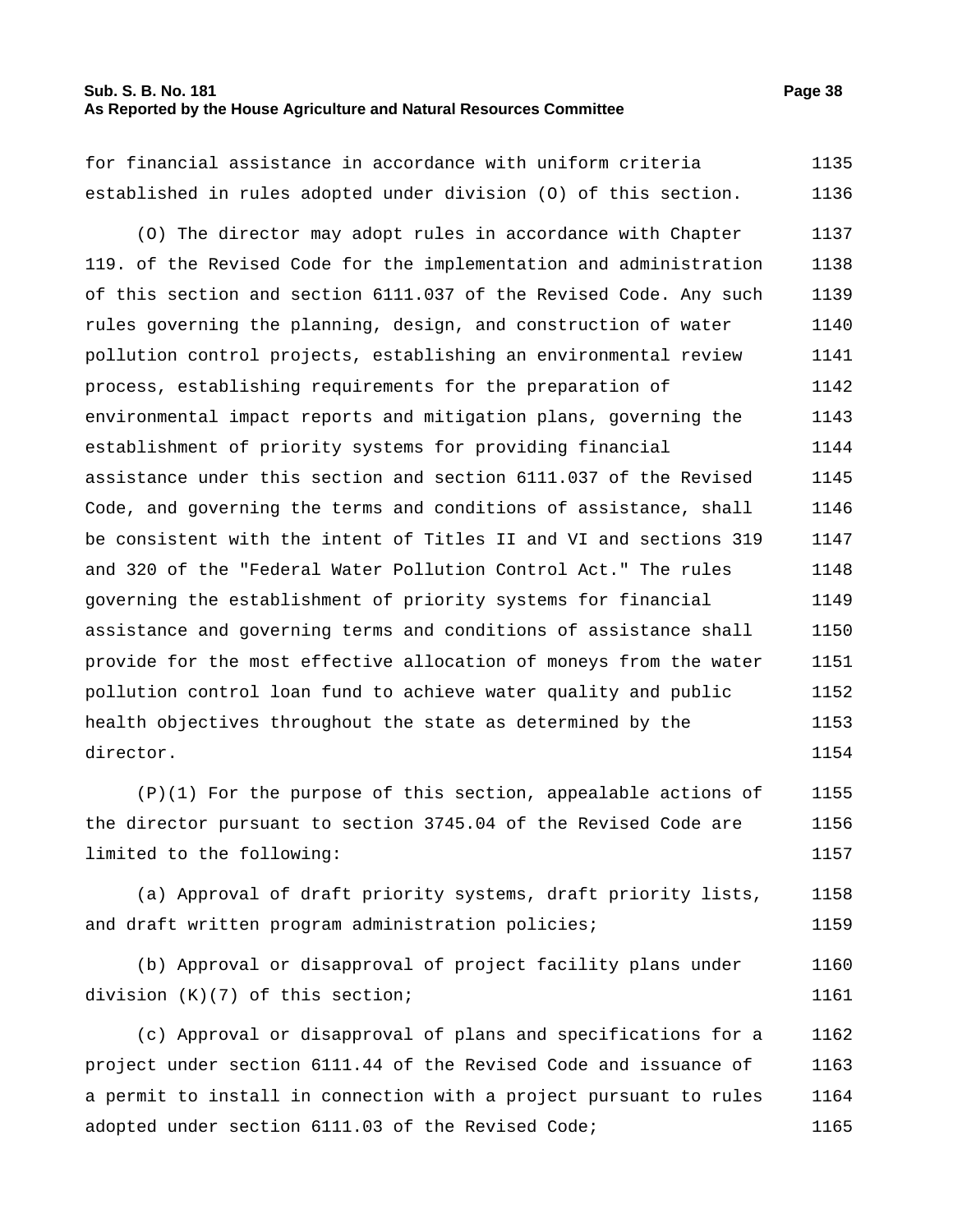for financial assistance in accordance with uniform criteria established in rules adopted under division (O) of this section.

(O) The director may adopt rules in accordance with Chapter 119. of the Revised Code for the implementation and administration of this section and section 6111.037 of the Revised Code. Any such rules governing the planning, design, and construction of water pollution control projects, establishing an environmental review process, establishing requirements for the preparation of environmental impact reports and mitigation plans, governing the establishment of priority systems for providing financial assistance under this section and section 6111.037 of the Revised Code, and governing the terms and conditions of assistance, shall be consistent with the intent of Titles II and VI and sections 319 and 320 of the "Federal Water Pollution Control Act." The rules governing the establishment of priority systems for financial assistance and governing terms and conditions of assistance shall provide for the most effective allocation of moneys from the water pollution control loan fund to achieve water quality and public health objectives throughout the state as determined by the director.

(P)(1) For the purpose of this section, appealable actions of the director pursuant to section 3745.04 of the Revised Code are limited to the following:

(a) Approval of draft priority systems, draft priority lists, and draft written program administration policies;

(b) Approval or disapproval of project facility plans under division (K)(7) of this section;

(c) Approval or disapproval of plans and specifications for a project under section 6111.44 of the Revised Code and issuance of a permit to install in connection with a project pursuant to rules adopted under section 6111.03 of the Revised Code;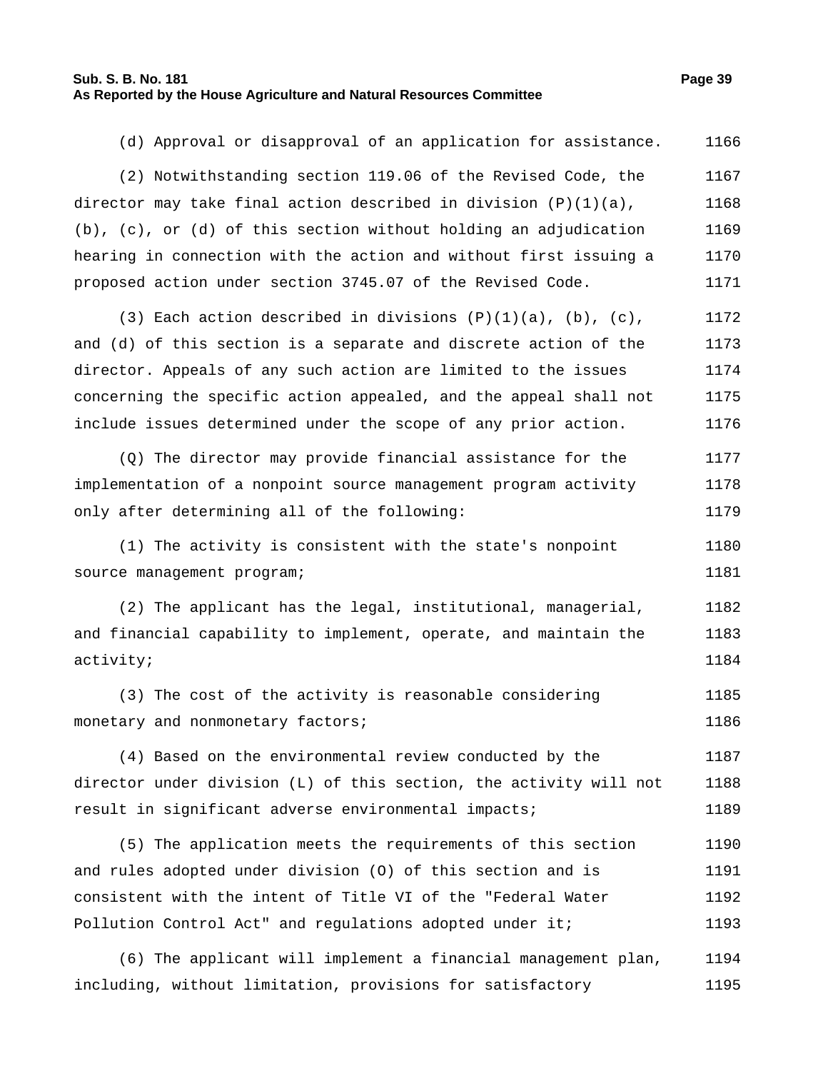(d) Approval or disapproval of an application for assistance.

(2) Notwithstanding section 119.06 of the Revised Code, the director may take final action described in division (P)(1)(a), (b), (c), or (d) of this section without holding an adjudication hearing in connection with the action and without first issuing a proposed action under section 3745.07 of the Revised Code.

(3) Each action described in divisions (P)(1)(a), (b), (c), and (d) of this section is a separate and discrete action of the director. Appeals of any such action are limited to the issues concerning the specific action appealed, and the appeal shall not include issues determined under the scope of any prior action.

(Q) The director may provide financial assistance for the implementation of a nonpoint source management program activity only after determining all of the following:

(1) The activity is consistent with the state's nonpoint source management program;

(2) The applicant has the legal, institutional, managerial, and financial capability to implement, operate, and maintain the activity;

(3) The cost of the activity is reasonable considering monetary and nonmonetary factors;

(4) Based on the environmental review conducted by the director under division (L) of this section, the activity will not result in significant adverse environmental impacts;

(5) The application meets the requirements of this section and rules adopted under division (O) of this section and is consistent with the intent of Title VI of the "Federal Water Pollution Control Act" and regulations adopted under it;

(6) The applicant will implement a financial management plan, including, without limitation, provisions for satisfactory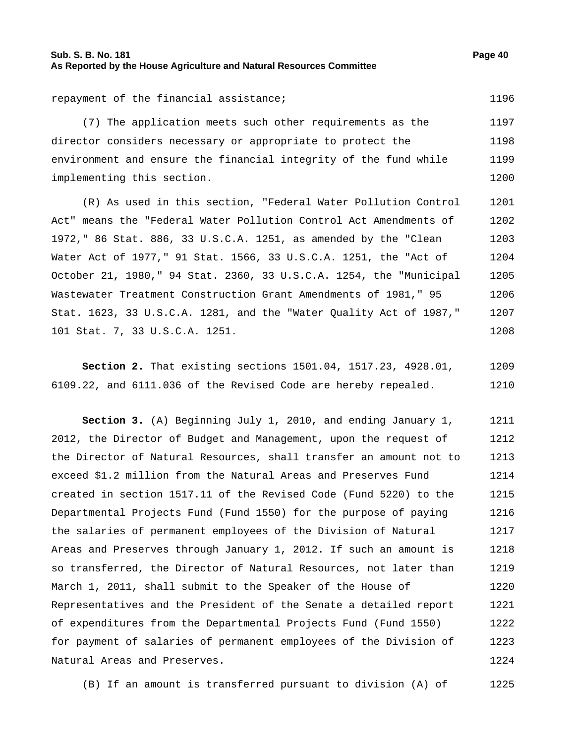repayment of the financial assistance;

(7) The application meets such other requirements as the director considers necessary or appropriate to protect the environment and ensure the financial integrity of the fund while implementing this section.

(R) As used in this section, "Federal Water Pollution Control Act" means the "Federal Water Pollution Control Act Amendments of 1972," 86 Stat. 886, 33 U.S.C.A. 1251, as amended by the "Clean Water Act of 1977," 91 Stat. 1566, 33 U.S.C.A. 1251, the "Act of October 21, 1980," 94 Stat. 2360, 33 U.S.C.A. 1254, the "Municipal Wastewater Treatment Construction Grant Amendments of 1981," 95 Stat. 1623, 33 U.S.C.A. 1281, and the "Water Quality Act of 1987," 101 Stat. 7, 33 U.S.C.A. 1251.

**Section 2.** That existing sections 1501.04, 1517.23, 4928.01, 6109.22, and 6111.036 of the Revised Code are hereby repealed.

**Section 3.** (A) Beginning July 1, 2010, and ending January 1, 2012, the Director of Budget and Management, upon the request of the Director of Natural Resources, shall transfer an amount not to exceed $1.2 million from the Natural Areas and Preserves Fund created in section 1517.11 of the Revised Code (Fund 5220) to the Departmental Projects Fund (Fund 1550) for the purpose of paying the salaries of permanent employees of the Division of Natural Areas and Preserves through January 1, 2012. If such an amount is so transferred, the Director of Natural Resources, not later than March 1, 2011, shall submit to the Speaker of the House of Representatives and the President of the Senate a detailed report of expenditures from the Departmental Projects Fund (Fund 1550) for payment of salaries of permanent employees of the Division of Natural Areas and Preserves.

(B) If an amount is transferred pursuant to division (A) of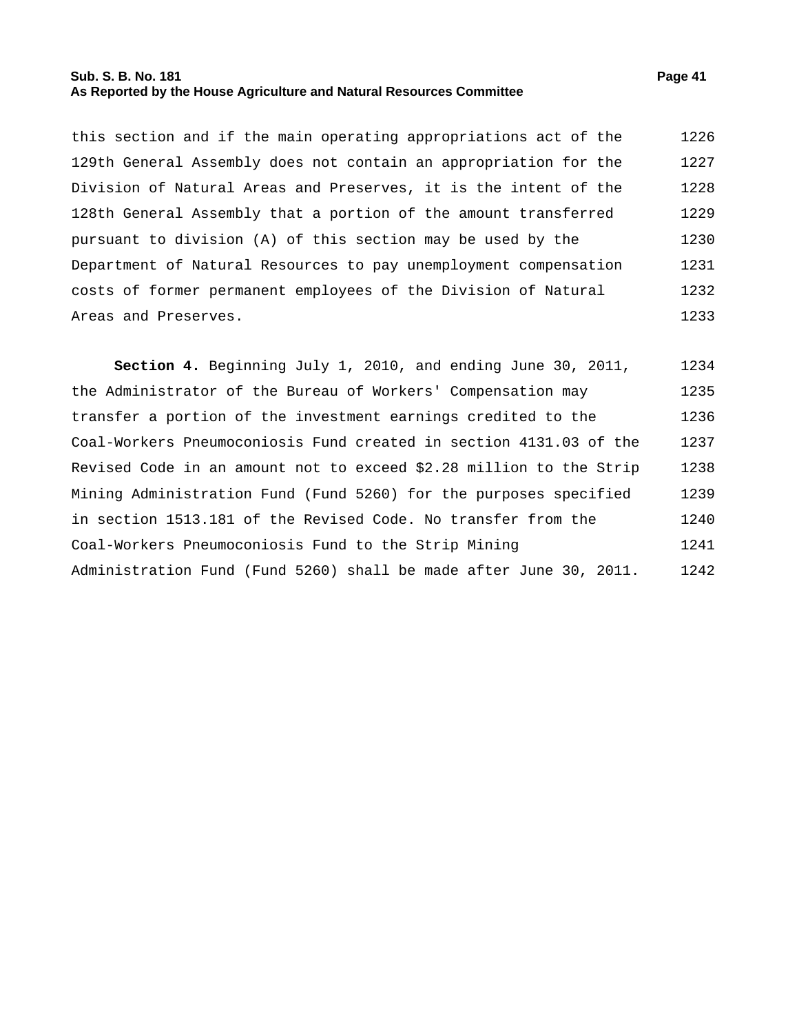this section and if the main operating appropriations act of the 129th General Assembly does not contain an appropriation for the Division of Natural Areas and Preserves, it is the intent of the 128th General Assembly that a portion of the amount transferred pursuant to division (A) of this section may be used by the Department of Natural Resources to pay unemployment compensation costs of former permanent employees of the Division of Natural Areas and Preserves.

**Section 4.** Beginning July 1, 2010, and ending June 30, 2011, the Administrator of the Bureau of Workers' Compensation may transfer a portion of the investment earnings credited to the Coal-Workers Pneumoconiosis Fund created in section 4131.03 of the Revised Code in an amount not to exceed $2.28 million to the Strip Mining Administration Fund (Fund 5260) for the purposes specified in section 1513.181 of the Revised Code. No transfer from the Coal-Workers Pneumoconiosis Fund to the Strip Mining Administration Fund (Fund 5260) shall be made after June 30, 2011.